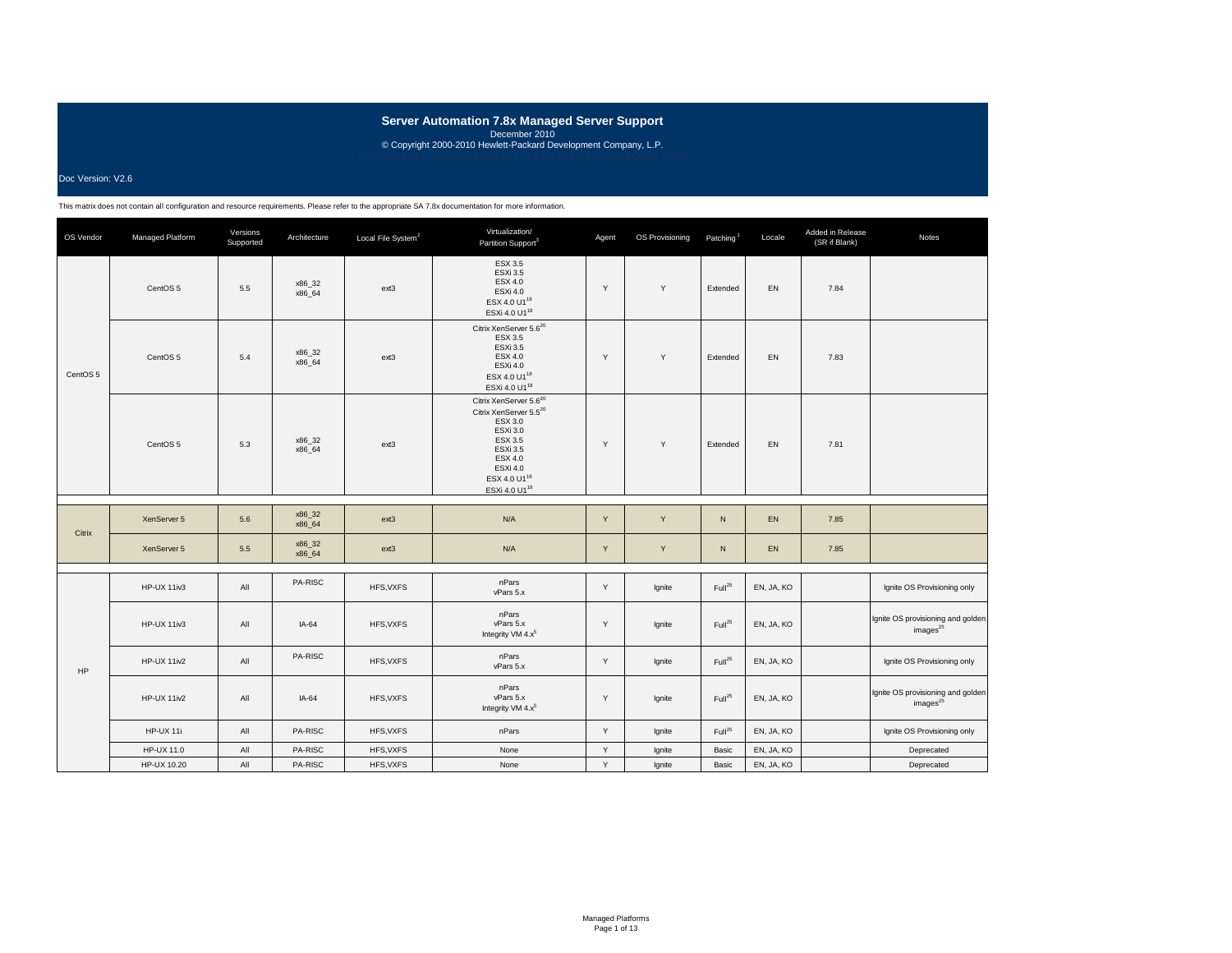# Server Automation 7.8x Managed Server Support

December 2010

© Copyright 2000-2010 Hewlett-Packard Development Company, L.P.

Doc Version: V2.6

This matrix does not contain all configuration and resource requirements. Please refer to the appropriate SA 7.8x documentation for more information.

| OS Vendor | Managed Platform | Versions Supported | Architecture | Local File System[2] | Virtualization/ Partition Support[3] | Agent | OS Provisioning | Patching[1] | Locale | Added in Release (SR if Blank) | Notes |
|---|---|---|---|---|---|---|---|---|---|---|---|
| CentOS 5 | CentOS 5 | 5.5 | x86_32 x86_64 | ext3 | ESX 3.5 ESXi 3.5 ESX 4.0 ESXi 4.0 ESX 4.0 U1[18] ESXi 4.0 U1[18] | Y | Y | Extended | EN | 7.84 | |
| | CentOS 5 | 5.4 | x86_32 x86_64 | ext3 | Citrix XenServer 5.6[20] ESX 3.5 ESXi 3.5 ESX 4.0 ESXi 4.0 ESX 4.0 U1[18] ESXi 4.0 U1[18] | Y | Y | Extended | EN | 7.83 | |
| | CentOS 5 | 5.3 | x86_32 x86_64 | ext3 | Citrix XenServer 5.6[20] Citrix XenServer 5.5[20] ESX 3.0 ESXi 3.0 ESX 3.5 ESXi 3.5 ESX 4.0 ESXi 4.0 ESX 4.0 U1[18] ESXi 4.0 U1[18] | Y | Y | Extended | EN | 7.81 | |
| Citrix | XenServer 5 | 5.6 | x86_32 x86_64 | ext3 | N/A | Y | Y | N | EN | 7.85 | |
| | XenServer 5 | 5.5 | x86_32 x86_64 | ext3 | N/A | Y | Y | N | EN | 7.85 | |
| HP | HP-UX 11iv3 | All | PA-RISC | HFS,VXFS | nPars vPars 5.x | Y | Ignite | Full[25] | EN, JA, KO | | Ignite OS Provisioning only |
| | HP-UX 11iv3 | All | IA-64 | HFS,VXFS | nPars vPars 5.x Integrity VM 4.x[5] | Y | Ignite | Full[25] | EN, JA, KO | | Ignite OS provisioning and golden images[25] |
| | HP-UX 11iv2 | All | PA-RISC | HFS,VXFS | nPars vPars 5.x | Y | Ignite | Full[25] | EN, JA, KO | | Ignite OS Provisioning only |
| | HP-UX 11iv2 | All | IA-64 | HFS,VXFS | nPars vPars 5.x Integrity VM 4.x[5] | Y | Ignite | Full[25] | EN, JA, KO | | Ignite OS provisioning and golden images[25] |
| | HP-UX 11i | All | PA-RISC | HFS,VXFS | nPars | Y | Ignite | Full[25] | EN, JA, KO | | Ignite OS Provisioning only |
| | HP-UX 11.0 | All | PA-RISC | HFS,VXFS | None | Y | Ignite | Basic | EN, JA, KO | | Deprecated |
| | HP-UX 10.20 | All | PA-RISC | HFS,VXFS | None | Y | Ignite | Basic | EN, JA, KO | | Deprecated |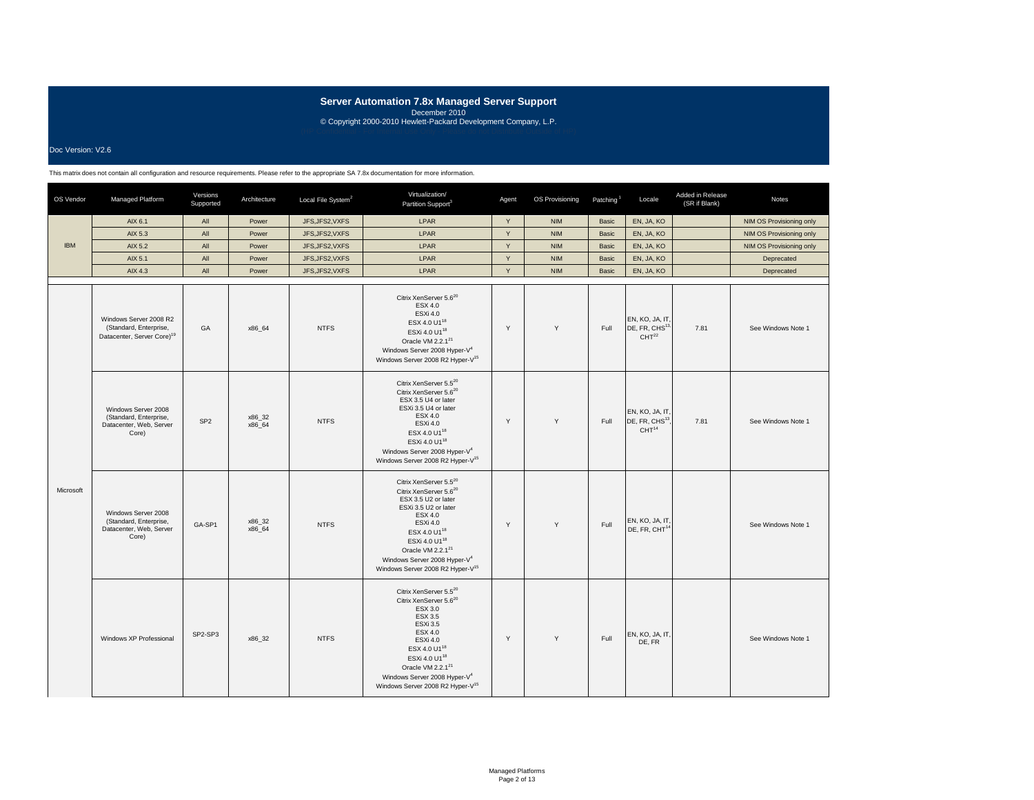# Server Automation 7.8x Managed Server Support

December 2010

© Copyright 2000-2010 Hewlett-Packard Development Company, L.P.

Doc Version: V2.6

This matrix does not contain all configuration and resource requirements. Please refer to the appropriate SA 7.8x documentation for more information.

| OS Vendor | Managed Platform | Versions Supported | Architecture | Local File System[2] | Virtualization/ Partition Support[3] | Agent | OS Provisioning | Patching[1] | Locale | Added in Release (SR if Blank) | Notes |
|---|---|---|---|---|---|---|---|---|---|---|---|
| IBM | AIX 6.1 | All | Power | JFS,JFS2,VXFS | LPAR | Y | NIM | Basic | EN, JA, KO | | NIM OS Provisioning only |
| | AIX 5.3 | All | Power | JFS,JFS2,VXFS | LPAR | Y | NIM | Basic | EN, JA, KO | | NIM OS Provisioning only |
| | AIX 5.2 | All | Power | JFS,JFS2,VXFS | LPAR | Y | NIM | Basic | EN, JA, KO | | NIM OS Provisioning only |
| | AIX 5.1 | All | Power | JFS,JFS2,VXFS | LPAR | Y | NIM | Basic | EN, JA, KO | | Deprecated |
| | AIX 4.3 | All | Power | JFS,JFS2,VXFS | LPAR | Y | NIM | Basic | EN, JA, KO | | Deprecated |
| Microsoft | Windows Server 2008 R2 (Standard, Enterprise, Datacenter, Server Core)[19] | GA | x86_64 | NTFS | Citrix XenServer 5.6[20]<br>ESX 4.0<br>ESXi 4.0<br>ESX 4.0 U1[18]<br>ESXi 4.0 U1[18]<br>Oracle VM 2.2.1[21]<br>Windows Server 2008 Hyper-V[4]<br>Windows Server 2008 R2 Hyper-V[15] | Y | Y | Full | EN, KO, JA, IT, DE, FR, CHS[13], CHT[22] | 7.81 | See Windows Note 1 |
| | Windows Server 2008 (Standard, Enterprise, Datacenter, Web, Server Core) | SP2 | x86_32<br>x86_64 | NTFS | Citrix XenServer 5.5[20]<br>Citrix XenServer 5.6[20]<br>ESX 3.5 U4 or later<br>ESXi 3.5 U4 or later<br>ESX 4.0<br>ESXi 4.0<br>ESX 4.0 U1[18]<br>ESXi 4.0 U1[18]<br>Windows Server 2008 Hyper-V[4]<br>Windows Server 2008 R2 Hyper-V[15] | Y | Y | Full | EN, KO, JA, IT, DE, FR, CHS[13], CHT[14] | 7.81 | See Windows Note 1 |
| | Windows Server 2008 (Standard, Enterprise, Datacenter, Web, Server Core) | GA-SP1 | x86_32<br>x86_64 | NTFS | Citrix XenServer 5.5[20]<br>Citrix XenServer 5.6[20]<br>ESX 3.5 U2 or later<br>ESXi 3.5 U2 or later<br>ESX 4.0<br>ESXi 4.0<br>ESX 4.0 U1[18]<br>ESXi 4.0 U1[18]<br>Oracle VM 2.2.1[21]<br>Windows Server 2008 Hyper-V[4]<br>Windows Server 2008 R2 Hyper-V[15] | Y | Y | Full | EN, KO, JA, IT, DE, FR, CHT[14] | | See Windows Note 1 |
| | Windows XP Professional | SP2-SP3 | x86_32 | NTFS | Citrix XenServer 5.5[20]<br>Citrix XenServer 5.6[20]<br>ESX 3.0<br>ESX 3.5<br>ESXi 3.5<br>ESX 4.0<br>ESXi 4.0<br>ESX 4.0 U1[18]<br>ESXi 4.0 U1[18]<br>Oracle VM 2.2.1[21]<br>Windows Server 2008 Hyper-V[4]<br>Windows Server 2008 R2 Hyper-V[15] | Y | Y | Full | EN, KO, JA, IT, DE, FR | | See Windows Note 1 |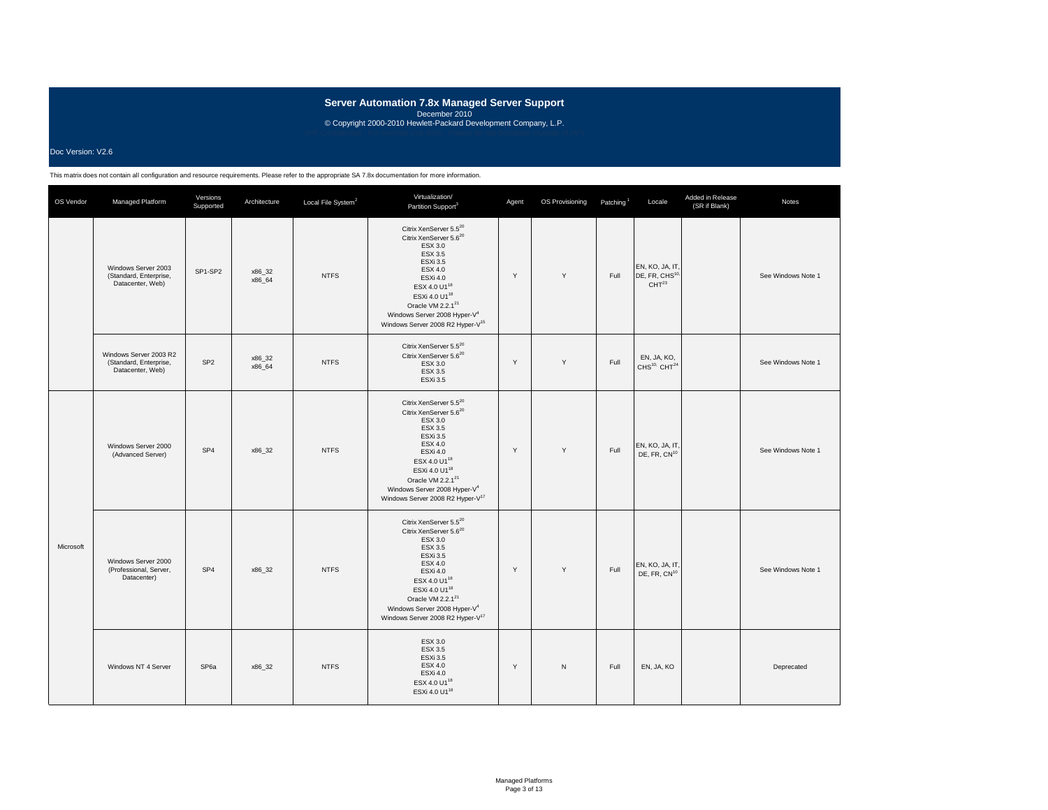# Server Automation 7.8x Managed Server Support

December 2010

© Copyright 2000-2010 Hewlett-Packard Development Company, L.P.

Doc Version: V2.6

This matrix does not contain all configuration and resource requirements. Please refer to the appropriate SA 7.8x documentation for more information.

| OS Vendor | Managed Platform | Versions Supported | Architecture | Local File System[2] | Virtualization/ Partition Support[3] | Agent | OS Provisioning | Patching[1] | Locale | Added in Release (SR if Blank) | Notes |
|---|---|---|---|---|---|---|---|---|---|---|---|
| Microsoft | Windows Server 2003 (Standard, Enterprise, Datacenter, Web) | SP1-SP2 | x86_32 x86_64 | NTFS | Citrix XenServer 5.5[20] Citrix XenServer 5.6[20] ESX 3.0 ESX 3.5 ESXi 3.5 ESX 4.0 ESXi 4.0 ESX 4.0 U1[18] ESXi 4.0 U1[18] Oracle VM 2.2.1[21] Windows Server 2008 Hyper-V[4] Windows Server 2008 R2 Hyper-V[15] | Y | Y | Full | EN, KO, JA, IT, DE, FR, CHS[10], CHT[23] | | See Windows Note 1 |
| Microsoft | Windows Server 2003 R2 (Standard, Enterprise, Datacenter, Web) | SP2 | x86_32 x86_64 | NTFS | Citrix XenServer 5.5[20] Citrix XenServer 5.6[20] ESX 3.0 ESX 3.5 ESXi 3.5 | Y | Y | Full | EN, JA, KO, CHS[10], CHT[24] | | See Windows Note 1 |
| Microsoft | Windows Server 2000 (Advanced Server) | SP4 | x86_32 | NTFS | Citrix XenServer 5.5[20] Citrix XenServer 5.6[20] ESX 3.0 ESX 3.5 ESXi 3.5 ESX 4.0 ESXi 4.0 ESX 4.0 U1[18] ESXi 4.0 U1[18] Oracle VM 2.2.1[21] Windows Server 2008 Hyper-V[4] Windows Server 2008 R2 Hyper-V[17] | Y | Y | Full | EN, KO, JA, IT, DE, FR, CN[10] | | See Windows Note 1 |
| Microsoft | Windows Server 2000 (Professional, Server, Datacenter) | SP4 | x86_32 | NTFS | Citrix XenServer 5.5[20] Citrix XenServer 5.6[20] ESX 3.0 ESX 3.5 ESXi 3.5 ESX 4.0 ESXi 4.0 ESX 4.0 U1[18] ESXi 4.0 U1[18] Oracle VM 2.2.1[21] Windows Server 2008 Hyper-V[4] Windows Server 2008 R2 Hyper-V[17] | Y | Y | Full | EN, KO, JA, IT, DE, FR, CN[10] | | See Windows Note 1 |
| Microsoft | Windows NT 4 Server | SP6a | x86_32 | NTFS | ESX 3.0 ESX 3.5 ESXi 3.5 ESX 4.0 ESXi 4.0 ESX 4.0 U1[18] ESXi 4.0 U1[18] | Y | N | Full | EN, JA, KO | | Deprecated |

Managed Platforms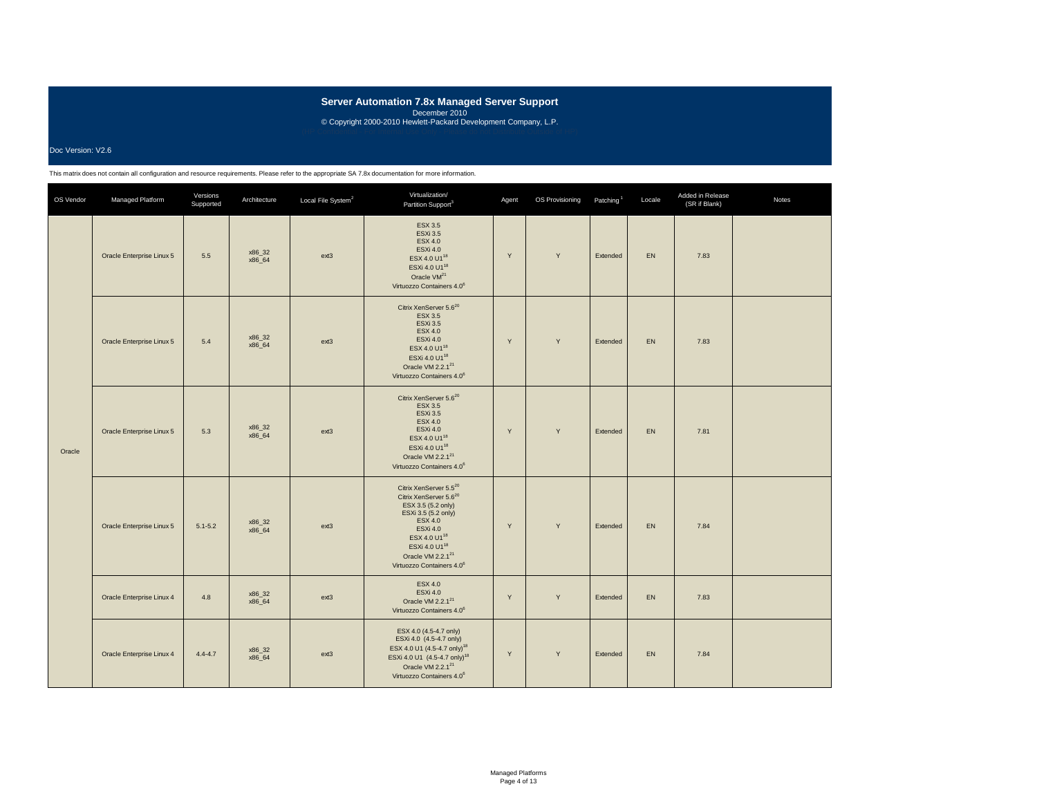# Server Automation 7.8x Managed Server Support

December 2010

© Copyright 2000-2010 Hewlett-Packard Development Company, L.P.

Doc Version: V2.6

This matrix does not contain all configuration and resource requirements. Please refer to the appropriate SA 7.8x documentation for more information.

| OS Vendor | Managed Platform | Versions Supported | Architecture | Local File System[2] | Virtualization/ Partition Support[3] | Agent | OS Provisioning | Patching[1] | Locale | Added in Release (SR if Blank) | Notes |
|---|---|---|---|---|---|---|---|---|---|---|---|
| Oracle | Oracle Enterprise Linux 5 | 5.5 | x86_32<br>x86_64 | ext3 | ESX 3.5<br>ESXi 3.5<br>ESX 4.0<br>ESXi 4.0<br>ESX 4.0 U1[18]<br>ESXi 4.0 U1[18]<br>Oracle VM[21]<br>Virtuozzo Containers 4.0[6] | Y | Y | Extended | EN | 7.83 | |
| | Oracle Enterprise Linux 5 | 5.4 | x86_32<br>x86_64 | ext3 | Citrix XenServer 5.6[20]<br>ESX 3.5<br>ESXi 3.5<br>ESX 4.0<br>ESXi 4.0<br>ESX 4.0 U1[18]<br>ESXi 4.0 U1[18]<br>Oracle VM 2.2.1[21]<br>Virtuozzo Containers 4.0[6] | Y | Y | Extended | EN | 7.83 | |
| | Oracle Enterprise Linux 5 | 5.3 | x86_32<br>x86_64 | ext3 | Citrix XenServer 5.6[20]<br>ESX 3.5<br>ESXi 3.5<br>ESX 4.0<br>ESXi 4.0<br>ESX 4.0 U1[18]<br>ESXi 4.0 U1[18]<br>Oracle VM 2.2.1[21]<br>Virtuozzo Containers 4.0[6] | Y | Y | Extended | EN | 7.81 | |
| | Oracle Enterprise Linux 5 | 5.1-5.2 | x86_32<br>x86_64 | ext3 | Citrix XenServer 5.5[20]<br>Citrix XenServer 5.6[20]<br>ESX 3.5 (5.2 only)<br>ESXi 3.5 (5.2 only)<br>ESX 4.0<br>ESXi 4.0<br>ESX 4.0 U1[18]<br>ESXi 4.0 U1[18]<br>Oracle VM 2.2.1[21]<br>Virtuozzo Containers 4.0[6] | Y | Y | Extended | EN | 7.84 | |
| | Oracle Enterprise Linux 4 | 4.8 | x86_32<br>x86_64 | ext3 | ESX 4.0<br>ESXi 4.0<br>Oracle VM 2.2.1[21]<br>Virtuozzo Containers 4.0[6] | Y | Y | Extended | EN | 7.83 | |
| | Oracle Enterprise Linux 4 | 4.4-4.7 | x86_32<br>x86_64 | ext3 | ESX 4.0 (4.5-4.7 only)<br>ESXi 4.0 (4.5-4.7 only)<br>ESX 4.0 U1 (4.5-4.7 only)[18]<br>ESXi 4.0 U1 (4.5-4.7 only)[18]<br>Oracle VM 2.2.1[21]<br>Virtuozzo Containers 4.0[6] | Y | Y | Extended | EN | 7.84 | |

Managed Platforms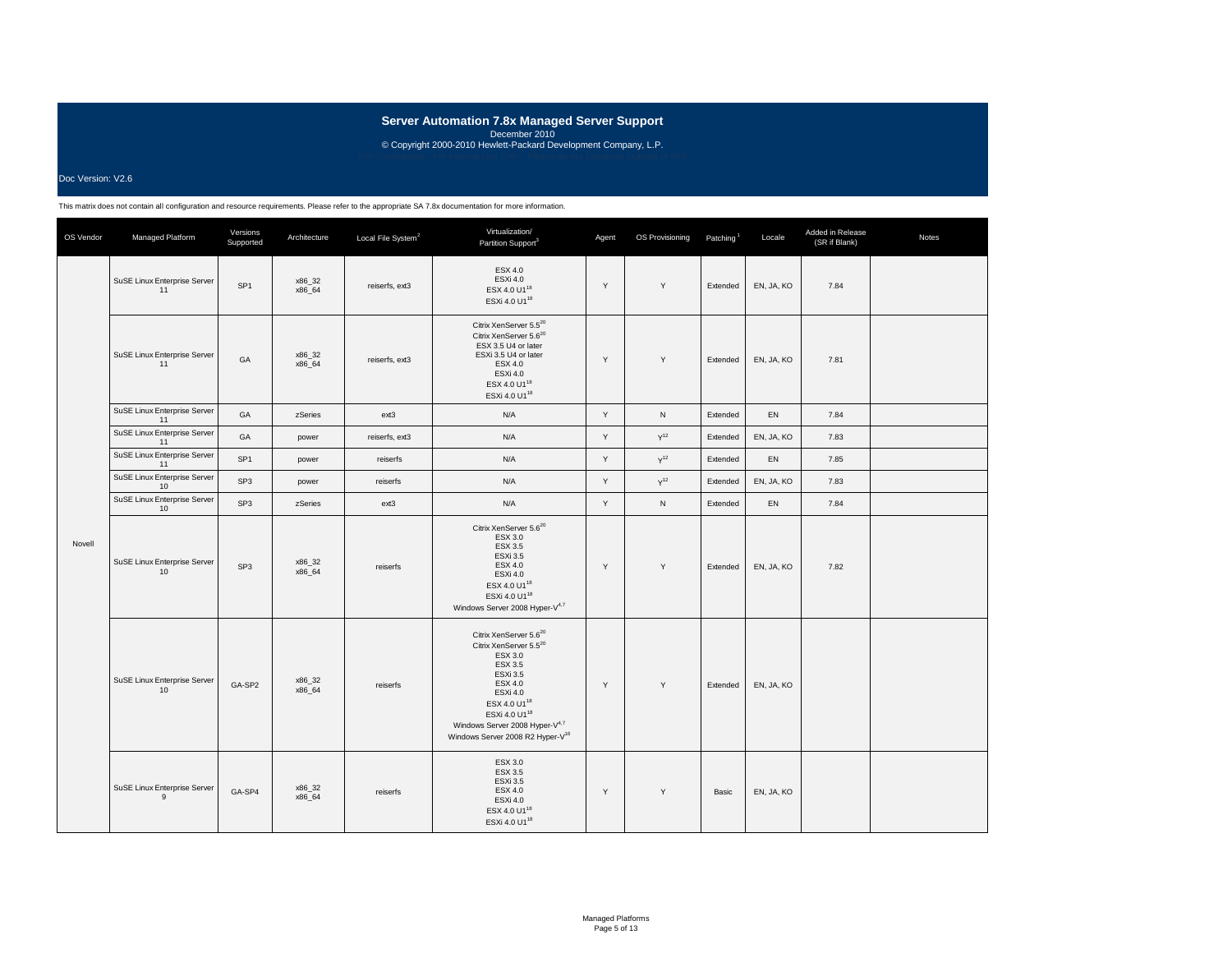# Server Automation 7.8x Managed Server Support

December 2010

© Copyright 2000-2010 Hewlett-Packard Development Company, L.P.

Doc Version: V2.6

This matrix does not contain all configuration and resource requirements. Please refer to the appropriate SA 7.8x documentation for more information.

| OS Vendor | Managed Platform | Versions Supported | Architecture | Local File System[2] | Virtualization/ Partition Support[3] | Agent | OS Provisioning | Patching[1] | Locale | Added in Release (SR if Blank) | Notes |
|---|---|---|---|---|---|---|---|---|---|---|---|
| Novell | SuSE Linux Enterprise Server 11 | SP1 | x86_32 x86_64 | reiserfs, ext3 | ESX 4.0 ESXi 4.0 ESX 4.0 U1[18] ESXi 4.0 U1[18] | Y | Y | Extended | EN, JA, KO | 7.84 | |
| | SuSE Linux Enterprise Server 11 | GA | x86_32 x86_64 | reiserfs, ext3 | Citrix XenServer 5.5[20] Citrix XenServer 5.6[20] ESX 3.5 U4 or later ESXi 3.5 U4 or later ESX 4.0 ESXi 4.0 ESX 4.0 U1[18] ESXi 4.0 U1[18] | Y | Y | Extended | EN, JA, KO | 7.81 | |
| | SuSE Linux Enterprise Server 11 | GA | zSeries | ext3 | N/A | Y | N | Extended | EN | 7.84 | |
| | SuSE Linux Enterprise Server 11 | GA | power | reiserfs, ext3 | N/A | Y | Y[12] | Extended | EN, JA, KO | 7.83 | |
| | SuSE Linux Enterprise Server 11 | SP1 | power | reiserfs | N/A | Y | Y[12] | Extended | EN | 7.85 | |
| | SuSE Linux Enterprise Server 10 | SP3 | power | reiserfs | N/A | Y | Y[12] | Extended | EN, JA, KO | 7.83 | |
| | SuSE Linux Enterprise Server 10 | SP3 | zSeries | ext3 | N/A | Y | N | Extended | EN | 7.84 | |
| | SuSE Linux Enterprise Server 10 | SP3 | x86_32 x86_64 | reiserfs | Citrix XenServer 5.6[20] ESX 3.0 ESX 3.5 ESXi 3.5 ESX 4.0 ESXi 4.0 ESX 4.0 U1[18] ESXi 4.0 U1[18] Windows Server 2008 Hyper-V[4,7] | Y | Y | Extended | EN, JA, KO | 7.82 | |
| | SuSE Linux Enterprise Server 10 | GA-SP2 | x86_32 x86_64 | reiserfs | Citrix XenServer 5.6[20] Citrix XenServer 5.5[20] ESX 3.0 ESX 3.5 ESXi 3.5 ESX 4.0 ESXi 4.0 ESX 4.0 U1[18] ESXi 4.0 U1[18] Windows Server 2008 Hyper-V[4,7] Windows Server 2008 R2 Hyper-V[16] | Y | Y | Extended | EN, JA, KO | | |
| | SuSE Linux Enterprise Server 9 | GA-SP4 | x86_32 x86_64 | reiserfs | ESX 3.0 ESX 3.5 ESXi 3.5 ESX 4.0 ESXi 4.0 ESX 4.0 U1[18] ESXi 4.0 U1[18] | Y | Y | Basic | EN, JA, KO | | |

Managed Platforms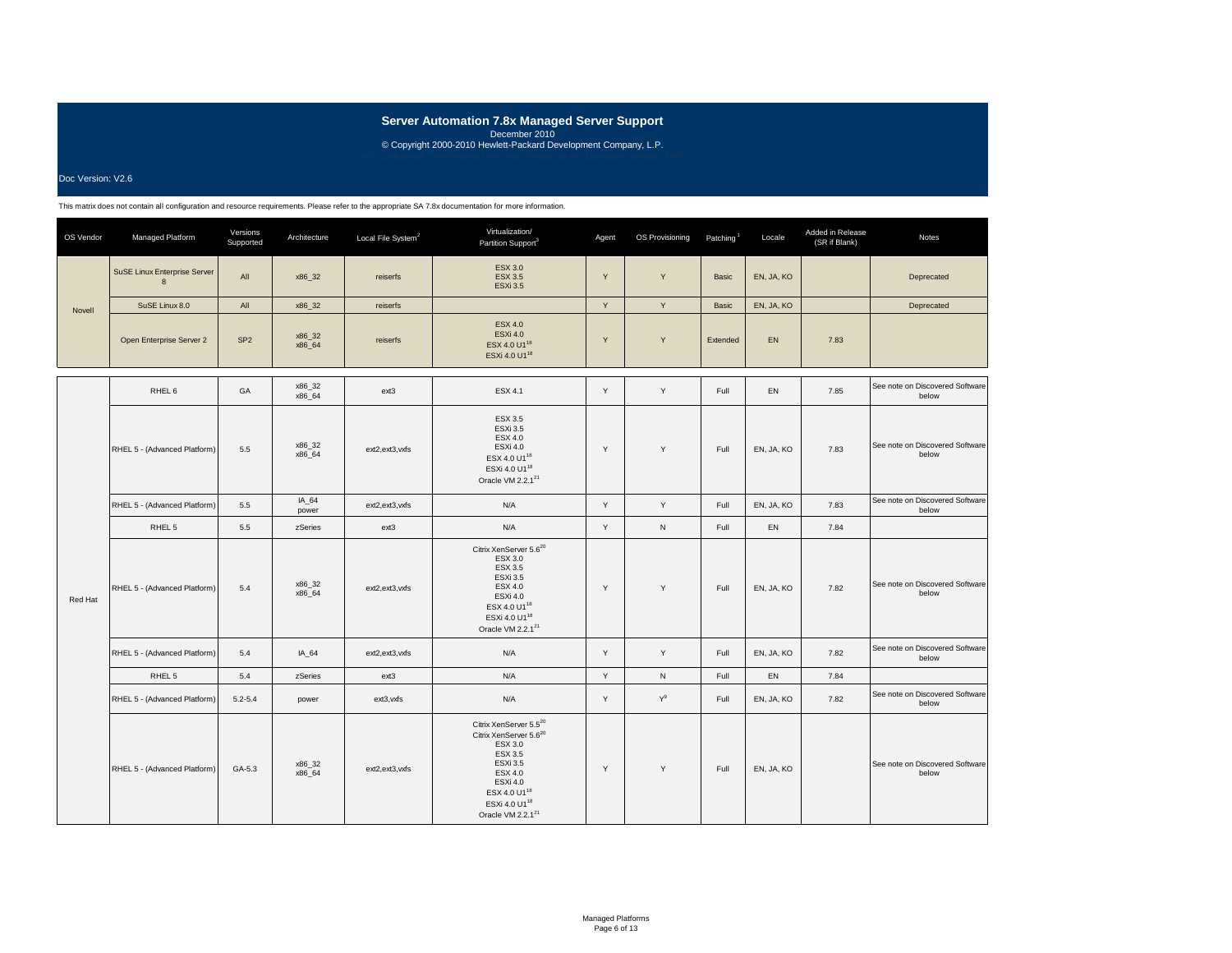# Server Automation 7.8x Managed Server Support

December 2010

© Copyright 2000-2010 Hewlett-Packard Development Company, L.P.

Doc Version: V2.6

This matrix does not contain all configuration and resource requirements. Please refer to the appropriate SA 7.8x documentation for more information.

| OS Vendor | Managed Platform | Versions Supported | Architecture | Local File System[2] | Virtualization/ Partition Support[3] | Agent | OS Provisioning | Patching[1] | Locale | Added in Release (SR if Blank) | Notes |
|---|---|---|---|---|---|---|---|---|---|---|---|
| Novell | SuSE Linux Enterprise Server 8 | All | x86_32 | reiserfs | ESX 3.0<br>ESX 3.5<br>ESXi 3.5 | Y | Y | Basic | EN, JA, KO | | Deprecated |
| | SuSE Linux 8.0 | All | x86_32 | reiserfs | | Y | Y | Basic | EN, JA, KO | | Deprecated |
| | Open Enterprise Server 2 | SP2 | x86_32<br>x86_64 | reiserfs | ESX 4.0<br>ESXi 4.0<br>ESX 4.0 U1[18]<br>ESXi 4.0 U1[18] | Y | Y | Extended | EN | 7.83 | |
| Red Hat | RHEL 6 | GA | x86_32<br>x86_64 | ext3 | ESX 4.1 | Y | Y | Full | EN | 7.85 | See note on Discovered Software below |
| | RHEL 5 - (Advanced Platform) | 5.5 | x86_32<br>x86_64 | ext2,ext3,vxfs | ESX 3.5<br>ESXi 3.5<br>ESX 4.0<br>ESXi 4.0<br>ESX 4.0 U1[18]<br>ESXi 4.0 U1[18]<br>Oracle VM 2.2.1[21] | Y | Y | Full | EN, JA, KO | 7.83 | See note on Discovered Software below |
| | RHEL 5 - (Advanced Platform) | 5.5 | IA_64<br>power | ext2,ext3,vxfs | N/A | Y | Y | Full | EN, JA, KO | 7.83 | See note on Discovered Software below |
| | RHEL 5 | 5.5 | zSeries | ext3 | N/A | Y | N | Full | EN | 7.84 | |
| | RHEL 5 - (Advanced Platform) | 5.4 | x86_32<br>x86_64 | ext2,ext3,vxfs | Citrix XenServer 5.6[20]<br>ESX 3.0<br>ESX 3.5<br>ESXi 3.5<br>ESX 4.0<br>ESXi 4.0<br>ESX 4.0 U1[18]<br>ESXi 4.0 U1[18]<br>Oracle VM 2.2.1[21] | Y | Y | Full | EN, JA, KO | 7.82 | See note on Discovered Software below |
| | RHEL 5 - (Advanced Platform) | 5.4 | IA_64 | ext2,ext3,vxfs | N/A | Y | Y | Full | EN, JA, KO | 7.82 | See note on Discovered Software below |
| | RHEL 5 | 5.4 | zSeries | ext3 | N/A | Y | N | Full | EN | 7.84 | |
| | RHEL 5 - (Advanced Platform) | 5.2-5.4 | power | ext3,vxfs | N/A | Y | Y[9] | Full | EN, JA, KO | 7.82 | See note on Discovered Software below |
| | RHEL 5 - (Advanced Platform) | GA-5.3 | x86_32<br>x86_64 | ext2,ext3,vxfs | Citrix XenServer 5.5[20]<br>Citrix XenServer 5.6[20]<br>ESX 3.0<br>ESX 3.5<br>ESXi 3.5<br>ESX 4.0<br>ESXi 4.0<br>ESX 4.0 U1[18]<br>ESXi 4.0 U1[18]<br>Oracle VM 2.2.1[21] | Y | Y | Full | EN, JA, KO | | See note on Discovered Software below |

Managed Platforms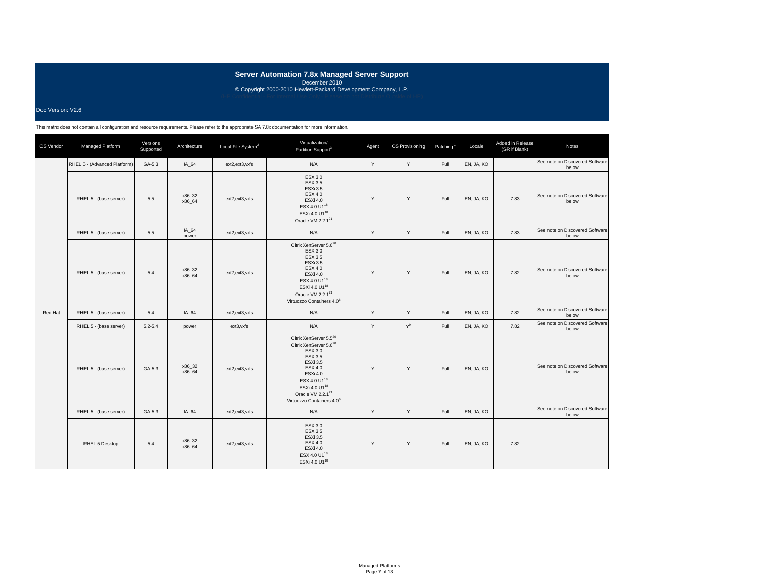# Server Automation 7.8x Managed Server Support

December 2010

© Copyright 2000-2010 Hewlett-Packard Development Company, L.P.

Doc Version: V2.6

This matrix does not contain all configuration and resource requirements. Please refer to the appropriate SA 7.8x documentation for more information.

| OS Vendor | Managed Platform | Versions Supported | Architecture | Local File System[2] | Virtualization/ Partition Support[3] | Agent | OS Provisioning | Patching[1] | Locale | Added in Release (SR if Blank) | Notes |
|---|---|---|---|---|---|---|---|---|---|---|---|
| Red Hat | RHEL 5 - (Advanced Platform) | GA-5.3 | IA_64 | ext2,ext3,vxfs | N/A | Y | Y | Full | EN, JA, KO | | See note on Discovered Software below |
| | RHEL 5 - (base server) | 5.5 | x86_32 x86_64 | ext2,ext3,vxfs | ESX 3.0 ESX 3.5 ESXi 3.5 ESX 4.0 ESXi 4.0 ESX 4.0 U1[18] ESXi 4.0 U1[18] Oracle VM 2.2.1[21] | Y | Y | Full | EN, JA, KO | 7.83 | See note on Discovered Software below |
| | RHEL 5 - (base server) | 5.5 | IA_64 power | ext2,ext3,vxfs | N/A | Y | Y | Full | EN, JA, KO | 7.83 | See note on Discovered Software below |
| | RHEL 5 - (base server) | 5.4 | x86_32 x86_64 | ext2,ext3,vxfs | Citrix XenServer 5.6[20] ESX 3.0 ESX 3.5 ESXi 3.5 ESX 4.0 ESXi 4.0 ESX 4.0 U1[18] ESXi 4.0 U1[18] Oracle VM 2.2.1[21] Virtuozzo Containers 4.0[6] | Y | Y | Full | EN, JA, KO | 7.82 | See note on Discovered Software below |
| | RHEL 5 - (base server) | 5.4 | IA_64 | ext2,ext3,vxfs | N/A | Y | Y | Full | EN, JA, KO | 7.82 | See note on Discovered Software below |
| | RHEL 5 - (base server) | 5.2-5.4 | power | ext3,vxfs | N/A | Y | Y[9] | Full | EN, JA, KO | 7.82 | See note on Discovered Software below |
| | RHEL 5 - (base server) | GA-5.3 | x86_32 x86_64 | ext2,ext3,vxfs | Citrix XenServer 5.5[20] Citrix XenServer 5.6[20] ESX 3.0 ESX 3.5 ESXi 3.5 ESX 4.0 ESXi 4.0 ESX 4.0 U1[18] ESXi 4.0 U1[18] Oracle VM 2.2.1[21] Virtuozzo Containers 4.0[6] | Y | Y | Full | EN, JA, KO | | See note on Discovered Software below |
| | RHEL 5 - (base server) | GA-5.3 | IA_64 | ext2,ext3,vxfs | N/A | Y | Y | Full | EN, JA, KO | | See note on Discovered Software below |
| | RHEL 5 Desktop | 5.4 | x86_32 x86_64 | ext2,ext3,vxfs | ESX 3.0 ESX 3.5 ESXi 3.5 ESX 4.0 ESXi 4.0 ESX 4.0 U1[18] ESXi 4.0 U1[18] | Y | Y | Full | EN, JA, KO | 7.82 | |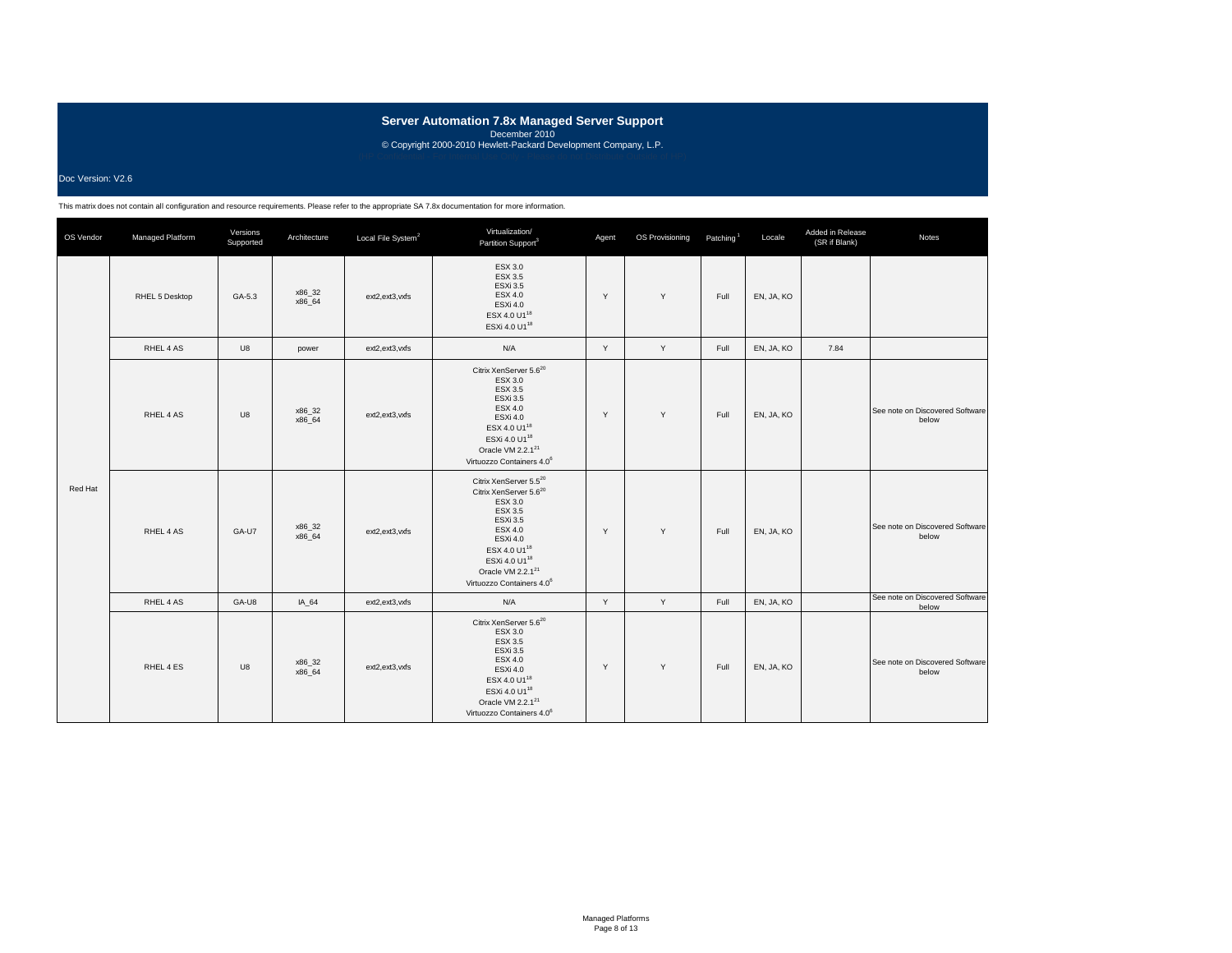# Server Automation 7.8x Managed Server Support

December 2010

© Copyright 2000-2010 Hewlett-Packard Development Company, L.P.

Doc Version: V2.6

This matrix does not contain all configuration and resource requirements. Please refer to the appropriate SA 7.8x documentation for more information.

| OS Vendor | Managed Platform | Versions Supported | Architecture | Local File System[2] | Virtualization/ Partition Support[3] | Agent | OS Provisioning | Patching[1] | Locale | Added in Release (SR if Blank) | Notes |
|---|---|---|---|---|---|---|---|---|---|---|---|
| Red Hat | RHEL 5 Desktop | GA-5.3 | x86_32 x86_64 | ext2,ext3,vxfs | ESX 3.0 ESX 3.5 ESXi 3.5 ESX 4.0 ESXi 4.0 ESX 4.0 U1[18] ESXi 4.0 U1[18] | Y | Y | Full | EN, JA, KO | | |
| | RHEL 4 AS | U8 | power | ext2,ext3,vxfs | N/A | Y | Y | Full | EN, JA, KO | 7.84 | |
| | RHEL 4 AS | U8 | x86_32 x86_64 | ext2,ext3,vxfs | Citrix XenServer 5.6[20] ESX 3.0 ESX 3.5 ESXi 3.5 ESX 4.0 ESXi 4.0 ESX 4.0 U1[18] ESXi 4.0 U1[18] Oracle VM 2.2.1[21] Virtuozzo Containers 4.0[6] | Y | Y | Full | EN, JA, KO | | See note on Discovered Software below |
| | RHEL 4 AS | GA-U7 | x86_32 x86_64 | ext2,ext3,vxfs | Citrix XenServer 5.5[20] Citrix XenServer 5.6[20] ESX 3.0 ESX 3.5 ESXi 3.5 ESX 4.0 ESXi 4.0 ESX 4.0 U1[18] ESXi 4.0 U1[18] Oracle VM 2.2.1[21] Virtuozzo Containers 4.0[6] | Y | Y | Full | EN, JA, KO | | See note on Discovered Software below |
| | RHEL 4 AS | GA-U8 | IA_64 | ext2,ext3,vxfs | N/A | Y | Y | Full | EN, JA, KO | | See note on Discovered Software below |
| | RHEL 4 ES | U8 | x86_32 x86_64 | ext2,ext3,vxfs | Citrix XenServer 5.6[20] ESX 3.0 ESX 3.5 ESXi 3.5 ESX 4.0 ESXi 4.0 ESX 4.0 U1[18] ESXi 4.0 U1[18] Oracle VM 2.2.1[21] Virtuozzo Containers 4.0[6] | Y | Y | Full | EN, JA, KO | | See note on Discovered Software below |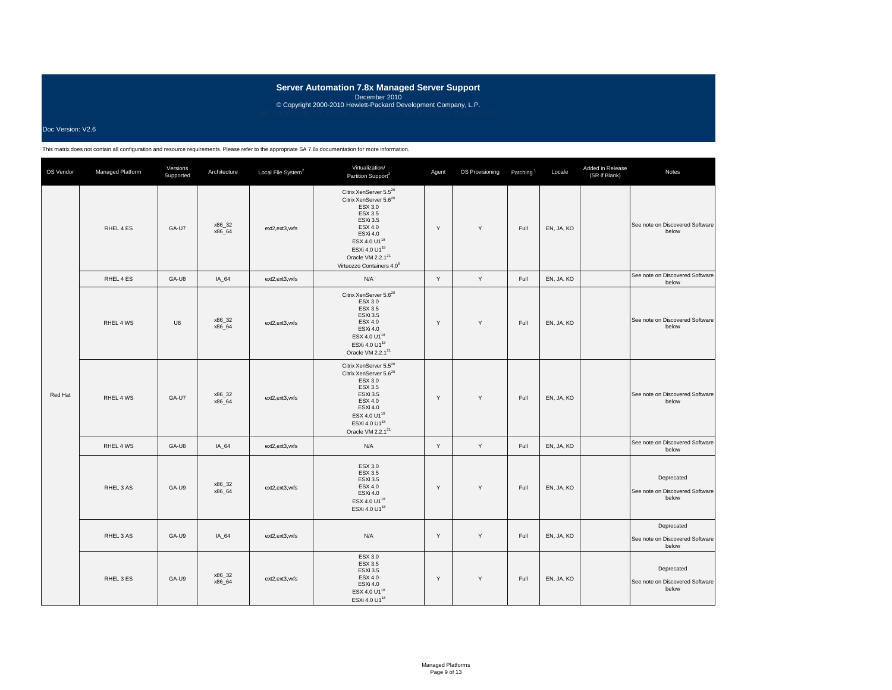# Server Automation 7.8x Managed Server Support

December 2010

© Copyright 2000-2010 Hewlett-Packard Development Company, L.P.

Doc Version: V2.6

This matrix does not contain all configuration and resource requirements. Please refer to the appropriate SA 7.8x documentation for more information.

| OS Vendor | Managed Platform | Versions Supported | Architecture | Local File System[2] | Virtualization/ Partition Support[3] | Agent | OS Provisioning | Patching[1] | Locale | Added in Release (SR if Blank) | Notes |
|---|---|---|---|---|---|---|---|---|---|---|---|
| Red Hat | RHEL 4 ES | GA-U7 | x86_32 x86_64 | ext2,ext3,vxfs | Citrix XenServer 5.5[20] Citrix XenServer 5.6[20] ESX 3.0 ESX 3.5 ESXi 3.5 ESX 4.0 ESXi 4.0 ESX 4.0 U1[18] ESXi 4.0 U1[18] Oracle VM 2.2.1[21] Virtuozzo Containers 4.0[6] | Y | Y | Full | EN, JA, KO | | See note on Discovered Software below |
| | RHEL 4 ES | GA-U8 | IA_64 | ext2,ext3,vxfs | N/A | Y | Y | Full | EN, JA, KO | | See note on Discovered Software below |
| | RHEL 4 WS | U8 | x86_32 x86_64 | ext2,ext3,vxfs | Citrix XenServer 5.6[20] ESX 3.0 ESX 3.5 ESXi 3.5 ESX 4.0 ESXi 4.0 ESX 4.0 U1[18] ESXi 4.0 U1[18] Oracle VM 2.2.1[21] | Y | Y | Full | EN, JA, KO | | See note on Discovered Software below |
| | RHEL 4 WS | GA-U7 | x86_32 x86_64 | ext2,ext3,vxfs | Citrix XenServer 5.5[20] Citrix XenServer 5.6[20] ESX 3.0 ESX 3.5 ESXi 3.5 ESX 4.0 ESXi 4.0 ESX 4.0 U1[18] ESXi 4.0 U1[18] Oracle VM 2.2.1[21] | Y | Y | Full | EN, JA, KO | | See note on Discovered Software below |
| | RHEL 4 WS | GA-U8 | IA_64 | ext2,ext3,vxfs | N/A | Y | Y | Full | EN, JA, KO | | See note on Discovered Software below |
| | RHEL 3 AS | GA-U9 | x86_32 x86_64 | ext2,ext3,vxfs | ESX 3.0 ESX 3.5 ESXi 3.5 ESX 4.0 ESXi 4.0 ESX 4.0 U1[18] ESXi 4.0 U1[18] | Y | Y | Full | EN, JA, KO | | Deprecated See note on Discovered Software below |
| | RHEL 3 AS | GA-U9 | IA_64 | ext2,ext3,vxfs | N/A | Y | Y | Full | EN, JA, KO | | Deprecated See note on Discovered Software below |
| | RHEL 3 ES | GA-U9 | x86_32 x86_64 | ext2,ext3,vxfs | ESX 3.0 ESX 3.5 ESXi 3.5 ESX 4.0 ESXi 4.0 ESX 4.0 U1[18] ESXi 4.0 U1[18] | Y | Y | Full | EN, JA, KO | | Deprecated See note on Discovered Software below |

Managed Platforms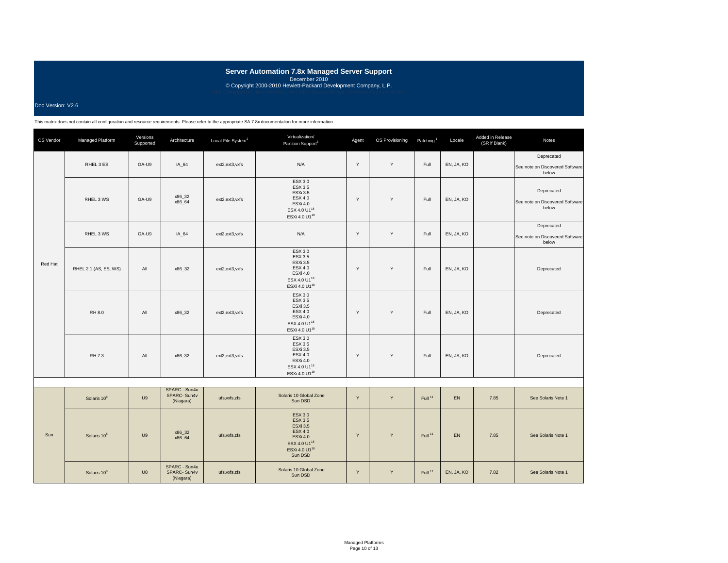# Server Automation 7.8x Managed Server Support

December 2010

© Copyright 2000-2010 Hewlett-Packard Development Company, L.P.

Doc Version: V2.6

This matrix does not contain all configuration and resource requirements. Please refer to the appropriate SA 7.8x documentation for more information.

| OS Vendor | Managed Platform | Versions Supported | Architecture | Local File System[2] | Virtualization/ Partition Support[3] | Agent | OS Provisioning | Patching[1] | Locale | Added in Release (SR if Blank) | Notes |
|---|---|---|---|---|---|---|---|---|---|---|---|
| Red Hat | RHEL 3 ES | GA-U9 | IA_64 | ext2,ext3,vxfs | N/A | Y | Y | Full | EN, JA, KO | | Deprecated<br>See note on Discovered Software below |
| | RHEL 3 WS | GA-U9 | x86_32<br>x86_64 | ext2,ext3,vxfs | ESX 3.0<br>ESX 3.5<br>ESXi 3.5<br>ESX 4.0<br>ESXi 4.0<br>ESX 4.0 U1[18]<br>ESXi 4.0 U1[18] | Y | Y | Full | EN, JA, KO | | Deprecated<br>See note on Discovered Software below |
| | RHEL 3 WS | GA-U9 | IA_64 | ext2,ext3,vxfs | N/A | Y | Y | Full | EN, JA, KO | | Deprecated<br>See note on Discovered Software below |
| | RHEL 2.1 (AS, ES, WS) | All | x86_32 | ext2,ext3,vxfs | ESX 3.0<br>ESX 3.5<br>ESXi 3.5<br>ESX 4.0<br>ESXi 4.0<br>ESX 4.0 U1[18]<br>ESXi 4.0 U1[18] | Y | Y | Full | EN, JA, KO | | Deprecated |
| | RH 8.0 | All | x86_32 | ext2,ext3,vxfs | ESX 3.0<br>ESX 3.5<br>ESXi 3.5<br>ESX 4.0<br>ESXi 4.0<br>ESX 4.0 U1[18]<br>ESXi 4.0 U1[18] | Y | Y | Full | EN, JA, KO | | Deprecated |
| | RH 7.3 | All | x86_32 | ext2,ext3,vxfs | ESX 3.0<br>ESX 3.5<br>ESXi 3.5<br>ESX 4.0<br>ESXi 4.0<br>ESX 4.0 U1[18]<br>ESXi 4.0 U1[18] | Y | Y | Full | EN, JA, KO | | Deprecated |
| | | | | | | | | | | | |
| Sun | Solaris 10[8] | U9 | SPARC - Sun4u<br>SPARC- Sun4v<br>(Niagara) | ufs,vxfs,zfs | Solaris 10 Global Zone<br>Sun DSD | Y | Y | Full[11] | EN | 7.85 | See Solaris Note 1 |
| | Solaris 10[8] | U9 | x86_32<br>x86_64 | ufs,vxfs,zfs | ESX 3.0<br>ESX 3.5<br>ESXi 3.5<br>ESX 4.0<br>ESXi 4.0<br>ESX 4.0 U1[18]<br>ESXi 4.0 U1[18]<br>Sun DSD | Y | Y | Full[11] | EN | 7.85 | See Solaris Note 1 |
| | Solaris 10[8] | U8 | SPARC - Sun4u<br>SPARC- Sun4v<br>(Niagara) | ufs,vxfs,zfs | Solaris 10 Global Zone<br>Sun DSD | Y | Y | Full[11] | EN, JA, KO | 7.82 | See Solaris Note 1 |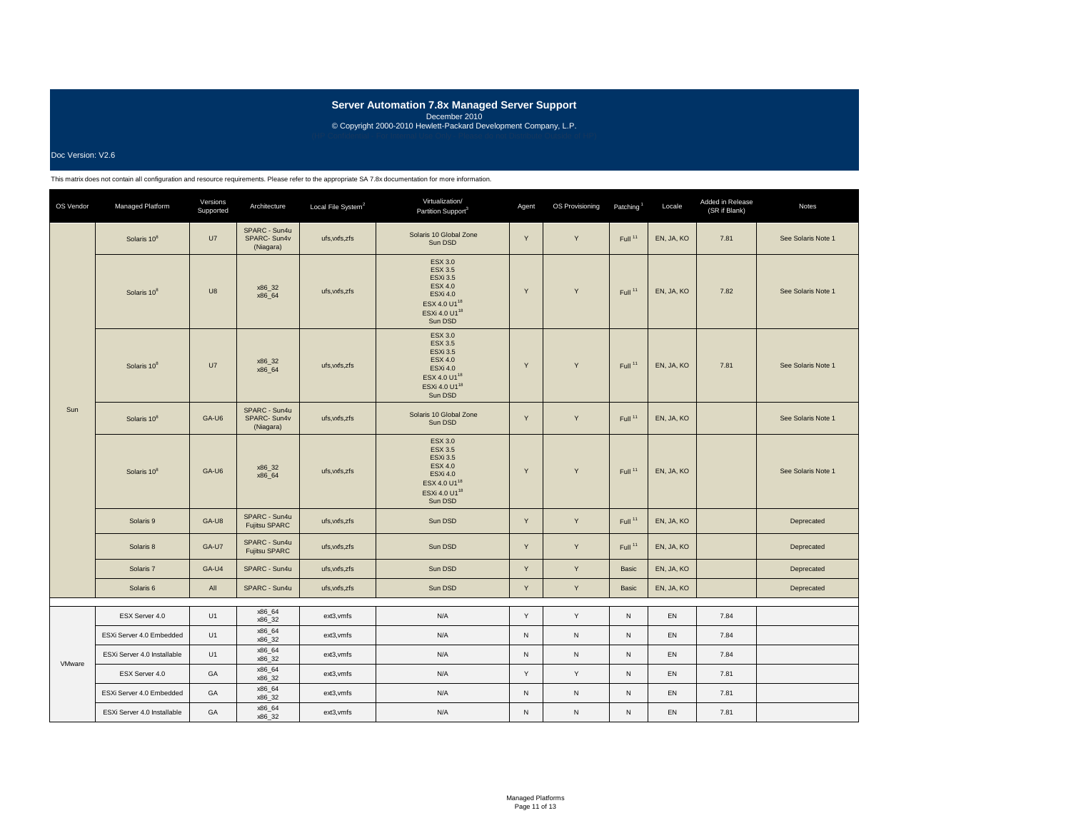# Server Automation 7.8x Managed Server Support

December 2010

© Copyright 2000-2010 Hewlett-Packard Development Company, L.P.

Doc Version: V2.6

This matrix does not contain all configuration and resource requirements. Please refer to the appropriate SA 7.8x documentation for more information.

| OS Vendor | Managed Platform | Versions Supported | Architecture | Local File System[2] | Virtualization/ Partition Support[3] | Agent | OS Provisioning | Patching[1] | Locale | Added in Release (SR if Blank) | Notes |
|---|---|---|---|---|---|---|---|---|---|---|---|
| Sun | Solaris 10[8] | U7 | SPARC - Sun4u SPARC- Sun4v (Niagara) | ufs,vxfs,zfs | Solaris 10 Global Zone Sun DSD | Y | Y | Full [11] | EN, JA, KO | 7.81 | See Solaris Note 1 |
| | Solaris 10[8] | U8 | x86_32 x86_64 | ufs,vxfs,zfs | ESX 3.0 ESX 3.5 ESXi 3.5 ESX 4.0 ESXi 4.0 ESX 4.0 U1[18] ESXi 4.0 U1[18] Sun DSD | Y | Y | Full [11] | EN, JA, KO | 7.82 | See Solaris Note 1 |
| | Solaris 10[8] | U7 | x86_32 x86_64 | ufs,vxfs,zfs | ESX 3.0 ESX 3.5 ESXi 3.5 ESX 4.0 ESXi 4.0 ESX 4.0 U1[18] ESXi 4.0 U1[18] Sun DSD | Y | Y | Full [11] | EN, JA, KO | 7.81 | See Solaris Note 1 |
| | Solaris 10[8] | GA-U6 | SPARC - Sun4u SPARC- Sun4v (Niagara) | ufs,vxfs,zfs | Solaris 10 Global Zone Sun DSD | Y | Y | Full [11] | EN, JA, KO | | See Solaris Note 1 |
| | Solaris 10[8] | GA-U6 | x86_32 x86_64 | ufs,vxfs,zfs | ESX 3.0 ESX 3.5 ESXi 3.5 ESX 4.0 ESXi 4.0 ESX 4.0 U1[18] ESXi 4.0 U1[18] Sun DSD | Y | Y | Full [11] | EN, JA, KO | | See Solaris Note 1 |
| | Solaris 9 | GA-U8 | SPARC - Sun4u Fujitsu SPARC | ufs,vxfs,zfs | Sun DSD | Y | Y | Full [11] | EN, JA, KO | | Deprecated |
| | Solaris 8 | GA-U7 | SPARC - Sun4u Fujitsu SPARC | ufs,vxfs,zfs | Sun DSD | Y | Y | Full [11] | EN, JA, KO | | Deprecated |
| | Solaris 7 | GA-U4 | SPARC - Sun4u | ufs,vxfs,zfs | Sun DSD | Y | Y | Basic | EN, JA, KO | | Deprecated |
| | Solaris 6 | All | SPARC - Sun4u | ufs,vxfs,zfs | Sun DSD | Y | Y | Basic | EN, JA, KO | | Deprecated |
| VMware | ESX Server 4.0 | U1 | x86_64 x86_32 | ext3,vmfs | N/A | Y | Y | N | EN | 7.84 | |
| | ESXi Server 4.0 Embedded | U1 | x86_64 x86_32 | ext3,vmfs | N/A | N | N | N | EN | 7.84 | |
| | ESXi Server 4.0 Installable | U1 | x86_64 x86_32 | ext3,vmfs | N/A | N | N | N | EN | 7.84 | |
| | ESX Server 4.0 | GA | x86_64 x86_32 | ext3,vmfs | N/A | Y | Y | N | EN | 7.81 | |
| | ESXi Server 4.0 Embedded | GA | x86_64 x86_32 | ext3,vmfs | N/A | N | N | N | EN | 7.81 | |
| | ESXi Server 4.0 Installable | GA | x86_64 x86_32 | ext3,vmfs | N/A | N | N | N | EN | 7.81 | |

Managed Platforms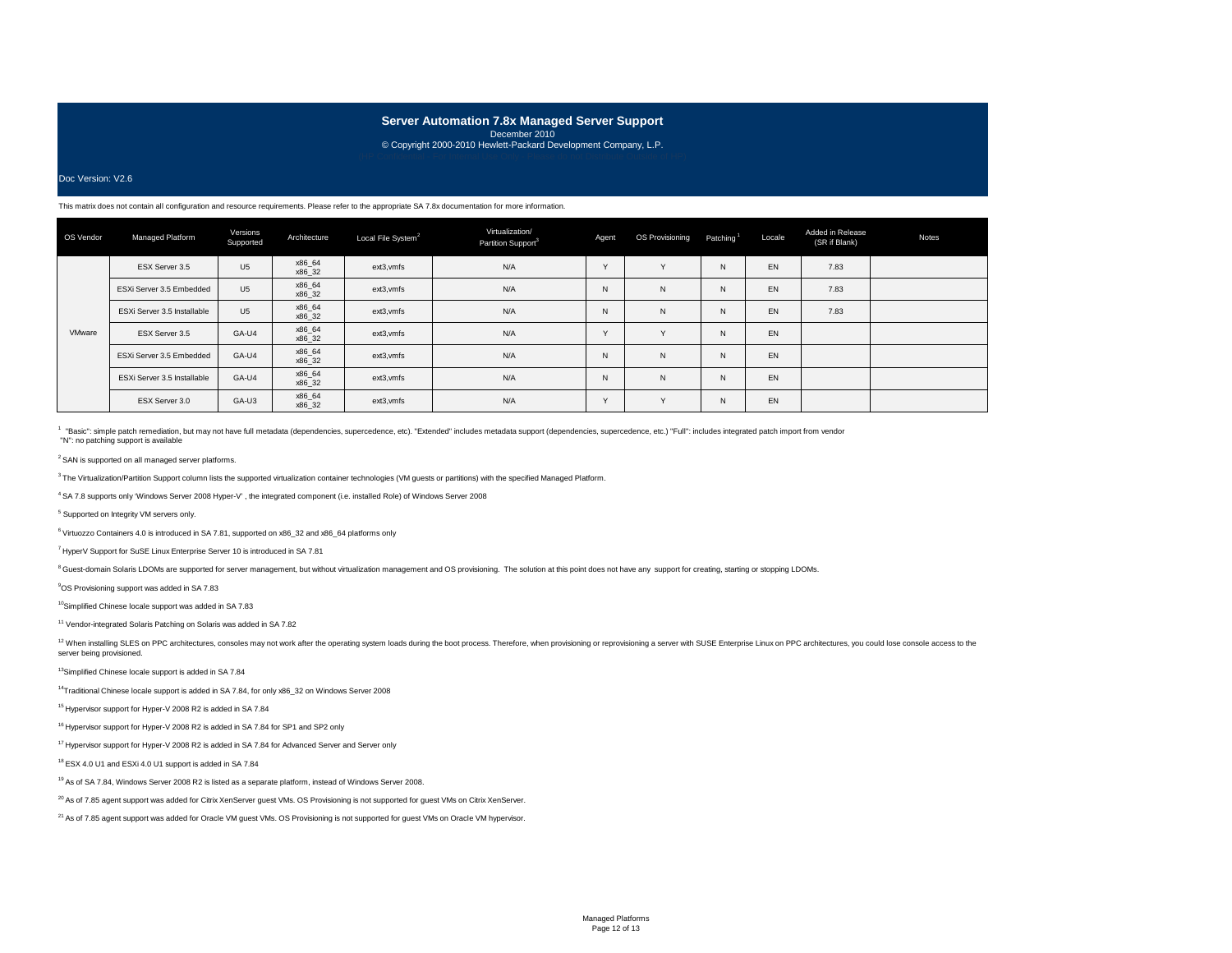# Server Automation 7.8x Managed Server Support

December 2010

© Copyright 2000-2010 Hewlett-Packard Development Company, L.P.

Doc Version: V2.6

This matrix does not contain all configuration and resource requirements. Please refer to the appropriate SA 7.8x documentation for more information.

| OS Vendor | Managed Platform | Versions Supported | Architecture | Local File System[2] | Virtualization/ Partition Support[3] | Agent | OS Provisioning | Patching[1] | Locale | Added in Release (SR if Blank) | Notes |
|---|---|---|---|---|---|---|---|---|---|---|---|
| VMware | ESX Server 3.5 | U5 | x86_64 x86_32 | ext3,vmfs | N/A | Y | Y | N | EN | 7.83 | |
| | ESXi Server 3.5 Embedded | U5 | x86_64 x86_32 | ext3,vmfs | N/A | N | N | N | EN | 7.83 | |
| | ESXi Server 3.5 Installable | U5 | x86_64 x86_32 | ext3,vmfs | N/A | N | N | N | EN | 7.83 | |
| | ESX Server 3.5 | GA-U4 | x86_64 x86_32 | ext3,vmfs | N/A | Y | Y | N | EN | | |
| | ESXi Server 3.5 Embedded | GA-U4 | x86_64 x86_32 | ext3,vmfs | N/A | N | N | N | EN | | |
| | ESXi Server 3.5 Installable | GA-U4 | x86_64 x86_32 | ext3,vmfs | N/A | N | N | N | EN | | |
| | ESX Server 3.0 | GA-U3 | x86_64 x86_32 | ext3,vmfs | N/A | Y | Y | N | EN | | |

[1] "Basic": simple patch remediation, but may not have full metadata (dependencies, supercedence, etc). "Extended" includes metadata support (dependencies, supercedence, etc.) "Full": includes integrated patch import from vendor
"N": no patching support is available

[2] SAN is supported on all managed server platforms.

[3] The Virtualization/Partition Support column lists the supported virtualization container technologies (VM guests or partitions) with the specified Managed Platform.

[4] SA 7.8 supports only 'Windows Server 2008 Hyper-V' , the integrated component (i.e. installed Role) of Windows Server 2008

[5] Supported on Integrity VM servers only.

[6] Virtuozzo Containers 4.0 is introduced in SA 7.81, supported on x86_32 and x86_64 platforms only

[7] HyperV Support for SuSE Linux Enterprise Server 10 is introduced in SA 7.81

[8] Guest-domain Solaris LDOMs are supported for server management, but without virtualization management and OS provisioning. The solution at this point does not have any support for creating, starting or stopping LDOMs.

[9] OS Provisioning support was added in SA 7.83

[10] Simplified Chinese locale support was added in SA 7.83

[11] Vendor-integrated Solaris Patching on Solaris was added in SA 7.82

[12] When installing SLES on PPC architectures, consoles may not work after the operating system loads during the boot process. Therefore, when provisioning or reprovisioning a server with SUSE Enterprise Linux on PPC architectures, you could lose console access to the server being provisioned.

[13] Simplified Chinese locale support is added in SA 7.84

[14] Traditional Chinese locale support is added in SA 7.84, for only x86_32 on Windows Server 2008

[15] Hypervisor support for Hyper-V 2008 R2 is added in SA 7.84

[16] Hypervisor support for Hyper-V 2008 R2 is added in SA 7.84 for SP1 and SP2 only

[17] Hypervisor support for Hyper-V 2008 R2 is added in SA 7.84 for Advanced Server and Server only

[18] ESX 4.0 U1 and ESXi 4.0 U1 support is added in SA 7.84

[19] As of SA 7.84, Windows Server 2008 R2 is listed as a separate platform, instead of Windows Server 2008.

[20] As of 7.85 agent support was added for Citrix XenServer guest VMs. OS Provisioning is not supported for guest VMs on Citrix XenServer.

[21] As of 7.85 agent support was added for Oracle VM guest VMs. OS Provisioning is not supported for guest VMs on Oracle VM hypervisor.

Managed Platforms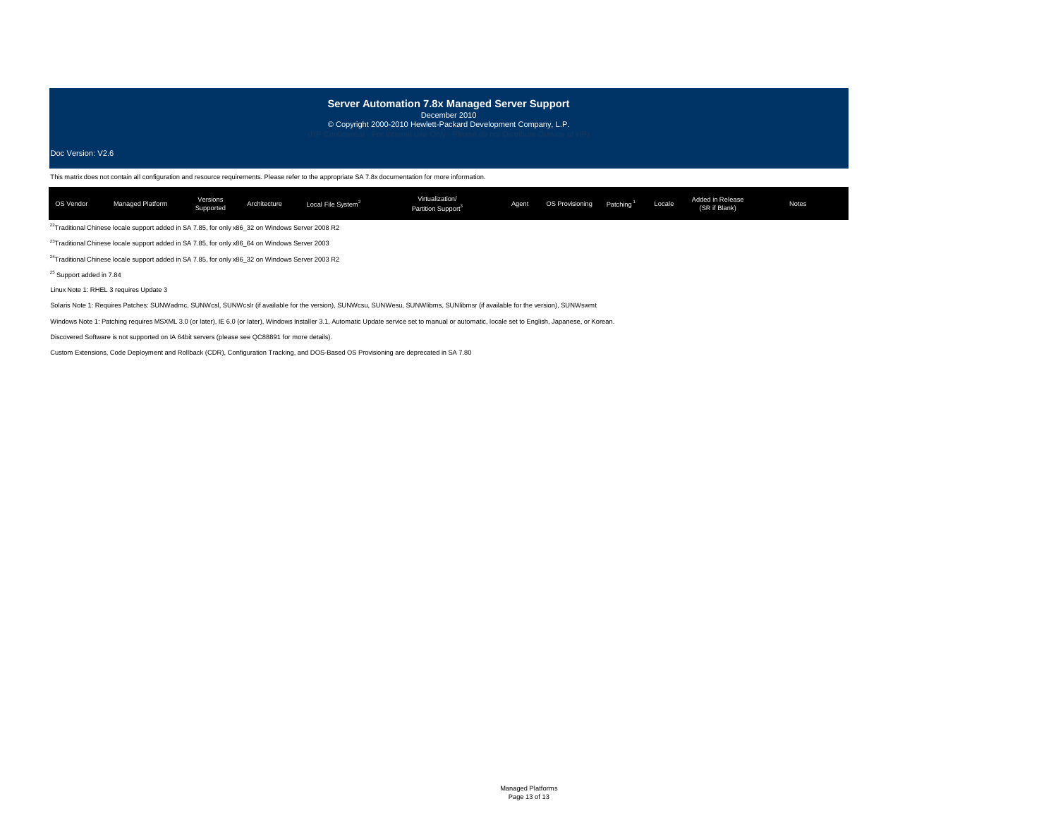# Server Automation 7.8x Managed Server Support

December 2010

© Copyright 2000-2010 Hewlett-Packard Development Company, L.P.

Doc Version: V2.6

This matrix does not contain all configuration and resource requirements. Please refer to the appropriate SA 7.8x documentation for more information.

| OS Vendor | Managed Platform | Versions Supported | Architecture | Local File System[2] | Virtualization/ Partition Support[3] | Agent | OS Provisioning | Patching[1] | Locale | Added in Release (SR if Blank) | Notes |
|---|---|---|---|---|---|---|---|---|---|---|---|

[22]Traditional Chinese locale support added in SA 7.85, for only x86_32 on Windows Server 2008 R2

[23]Traditional Chinese locale support added in SA 7.85, for only x86_64 on Windows Server 2003

[24]Traditional Chinese locale support added in SA 7.85, for only x86_32 on Windows Server 2003 R2

[25] Support added in 7.84

Linux Note 1: RHEL 3 requires Update 3

Solaris Note 1: Requires Patches: SUNWadmc, SUNWcsl, SUNWcslr (if available for the version), SUNWcsu, SUNWesu, SUNWlibms, SUNlibmsr (if available for the version), SUNWswmt

Windows Note 1: Patching requires MSXML 3.0 (or later), IE 6.0 (or later), Windows Installer 3.1, Automatic Update service set to manual or automatic, locale set to English, Japanese, or Korean.

Discovered Software is not supported on IA 64bit servers (please see QC88891 for more details).

Custom Extensions, Code Deployment and Rollback (CDR), Configuration Tracking, and DOS-Based OS Provisioning are deprecated in SA 7.80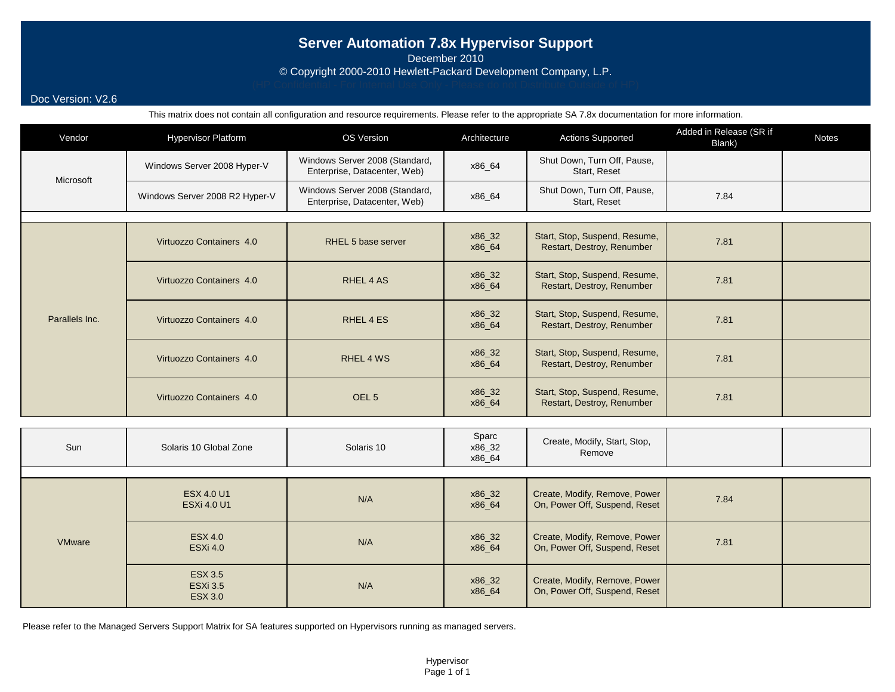# Server Automation 7.8x Hypervisor Support

December 2010

© Copyright 2000-2010 Hewlett-Packard Development Company, L.P.

(HP Confidential - For Internal Use Only - Please do not Distribute Outside of HP)

Doc Version: V2.6

This matrix does not contain all configuration and resource requirements. Please refer to the appropriate SA 7.8x documentation for more information.

| Vendor | Hypervisor Platform | OS Version | Architecture | Actions Supported | Added in Release (SR if Blank) | Notes |
|---|---|---|---|---|---|---|
| Microsoft | Windows Server 2008 Hyper-V | Windows Server 2008 (Standard, Enterprise, Datacenter, Web) | x86_64 | Shut Down, Turn Off, Pause, Start, Reset | | |
| | Windows Server 2008 R2 Hyper-V | Windows Server 2008 (Standard, Enterprise, Datacenter, Web) | x86_64 | Shut Down, Turn Off, Pause, Start, Reset | 7.84 | |
| Parallels Inc. | Virtuozzo Containers 4.0 | RHEL 5 base server | x86_32<br>x86_64 | Start, Stop, Suspend, Resume, Restart, Destroy, Renumber | 7.81 | |
| | Virtuozzo Containers 4.0 | RHEL 4 AS | x86_32<br>x86_64 | Start, Stop, Suspend, Resume, Restart, Destroy, Renumber | 7.81 | |
| | Virtuozzo Containers 4.0 | RHEL 4 ES | x86_32<br>x86_64 | Start, Stop, Suspend, Resume, Restart, Destroy, Renumber | 7.81 | |
| | Virtuozzo Containers 4.0 | RHEL 4 WS | x86_32<br>x86_64 | Start, Stop, Suspend, Resume, Restart, Destroy, Renumber | 7.81 | |
| | Virtuozzo Containers 4.0 | OEL 5 | x86_32<br>x86_64 | Start, Stop, Suspend, Resume, Restart, Destroy, Renumber | 7.81 | |
| Sun | Solaris 10 Global Zone | Solaris 10 | Sparc<br>x86_32<br>x86_64 | Create, Modify, Start, Stop, Remove | | |
| VMware | ESX 4.0 U1<br>ESXi 4.0 U1 | N/A | x86_32<br>x86_64 | Create, Modify, Remove, Power On, Power Off, Suspend, Reset | 7.84 | |
| | ESX 4.0<br>ESXi 4.0 | N/A | x86_32<br>x86_64 | Create, Modify, Remove, Power On, Power Off, Suspend, Reset | 7.81 | |
| | ESX 3.5<br>ESXi 3.5<br>ESX 3.0 | N/A | x86_32<br>x86_64 | Create, Modify, Remove, Power On, Power Off, Suspend, Reset | | |

Please refer to the Managed Servers Support Matrix for SA features supported on Hypervisors running as managed servers.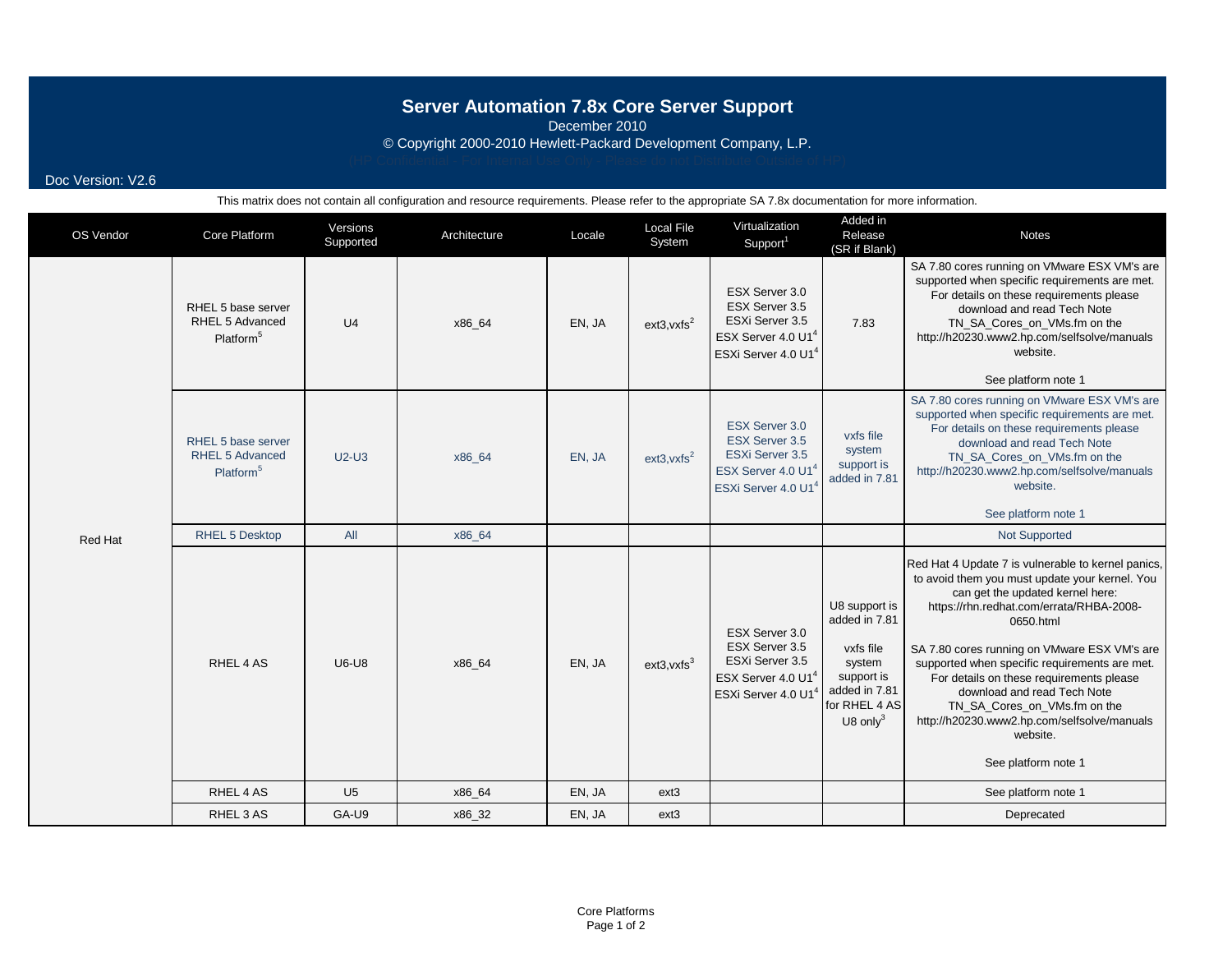# Server Automation 7.8x Core Server Support

December 2010

© Copyright 2000-2010 Hewlett-Packard Development Company, L.P.

(HP Confidential - For Internal Use Only - Please do not Distribute Outside of HP)

Doc Version: V2.6

This matrix does not contain all configuration and resource requirements. Please refer to the appropriate SA 7.8x documentation for more information.

| OS Vendor | Core Platform | Versions Supported | Architecture | Locale | Local File System | Virtualization Support[1] | Added in Release (SR if Blank) | Notes |
|---|---|---|---|---|---|---|---|---|
| Red Hat | RHEL 5 base server<br>RHEL 5 Advanced Platform[5] | U4 | x86_64 | EN, JA | ext3,vxfs[2] | ESX Server 3.0<br>ESX Server 3.5<br>ESXi Server 3.5<br>ESX Server 4.0 U1[4]<br>ESXi Server 4.0 U1[4] | 7.83 | SA 7.80 cores running on VMware ESX VM's are supported when specific requirements are met. For details on these requirements please download and read Tech Note TN_SA_Cores_on_VMs.fm on the http://h20230.www2.hp.com/selfsolve/manuals website.<br><br>See platform note 1 |
| | RHEL 5 base server<br>RHEL 5 Advanced Platform[5] | U2-U3 | x86_64 | EN, JA | ext3,vxfs[2] | ESX Server 3.0<br>ESX Server 3.5<br>ESXi Server 3.5<br>ESX Server 4.0 U1[4]<br>ESXi Server 4.0 U1[4] | vxfs file system support is added in 7.81 | SA 7.80 cores running on VMware ESX VM's are supported when specific requirements are met. For details on these requirements please download and read Tech Note TN_SA_Cores_on_VMs.fm on the http://h20230.www2.hp.com/selfsolve/manuals website.<br><br>See platform note 1 |
| | RHEL 5 Desktop | All | x86_64 | | | | | Not Supported |
| | RHEL 4 AS | U6-U8 | x86_64 | EN, JA | ext3,vxfs[3] | ESX Server 3.0<br>ESX Server 3.5<br>ESXi Server 3.5<br>ESX Server 4.0 U1[4]<br>ESXi Server 4.0 U1[4] | U8 support is added in 7.81<br><br>vxfs file system support is added in 7.81 for RHEL 4 AS U8 only[3] | Red Hat 4 Update 7 is vulnerable to kernel panics, to avoid them you must update your kernel. You can get the updated kernel here: https://rhn.redhat.com/errata/RHBA-2008-0650.html<br><br>SA 7.80 cores running on VMware ESX VM's are supported when specific requirements are met. For details on these requirements please download and read Tech Note TN_SA_Cores_on_VMs.fm on the http://h20230.www2.hp.com/selfsolve/manuals website.<br><br>See platform note 1 |
| | RHEL 4 AS | U5 | x86_64 | EN, JA | ext3 | | | See platform note 1 |
| | RHEL 3 AS | GA-U9 | x86_32 | EN, JA | ext3 | | | Deprecated |

Core Platforms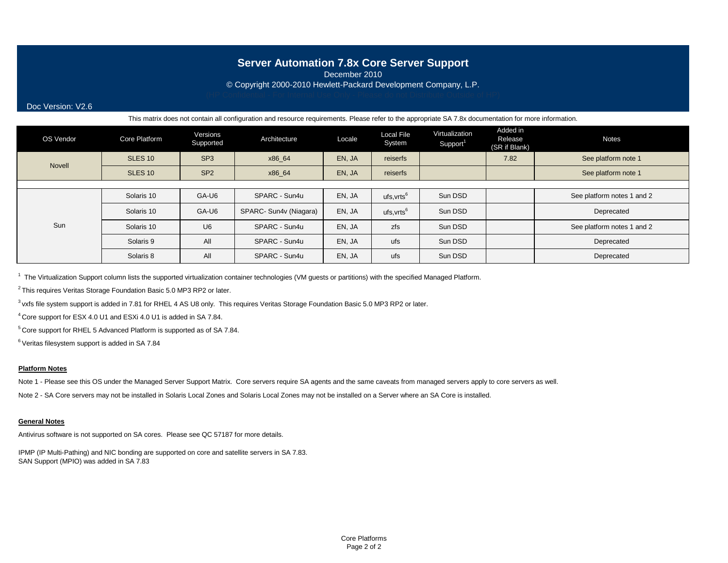# Server Automation 7.8x Core Server Support

December 2010

© Copyright 2000-2010 Hewlett-Packard Development Company, L.P.

(HP Confidential - For Internal use Only - Please do not Distribute Outside of HP)

Doc Version: V2.6

This matrix does not contain all configuration and resource requirements. Please refer to the appropriate SA 7.8x documentation for more information.

| OS Vendor | Core Platform | Versions Supported | Architecture | Locale | Local File System | Virtualization Support[1] | Added in Release (SR if Blank) | Notes |
|---|---|---|---|---|---|---|---|---|
| Novell | SLES 10 | SP3 | x86_64 | EN, JA | reiserfs | | 7.82 | See platform note 1 |
| | SLES 10 | SP2 | x86_64 | EN, JA | reiserfs | | | See platform note 1 |
| Sun | Solaris 10 | GA-U6 | SPARC - Sun4u | EN, JA | ufs,vrts[6] | Sun DSD | | See platform notes 1 and 2 |
| | Solaris 10 | GA-U6 | SPARC- Sun4v (Niagara) | EN, JA | ufs,vrts[6] | Sun DSD | | Deprecated |
| | Solaris 10 | U6 | SPARC - Sun4u | EN, JA | zfs | Sun DSD | | See platform notes 1 and 2 |
| | Solaris 9 | All | SPARC - Sun4u | EN, JA | ufs | Sun DSD | | Deprecated |
| | Solaris 8 | All | SPARC - Sun4u | EN, JA | ufs | Sun DSD | | Deprecated |

[1] The Virtualization Support column lists the supported virtualization container technologies (VM guests or partitions) with the specified Managed Platform.

[2] This requires Veritas Storage Foundation Basic 5.0 MP3 RP2 or later.

[3] vxfs file system support is added in 7.81 for RHEL 4 AS U8 only. This requires Veritas Storage Foundation Basic 5.0 MP3 RP2 or later.

[4] Core support for ESX 4.0 U1 and ESXi 4.0 U1 is added in SA 7.84.

[5] Core support for RHEL 5 Advanced Platform is supported as of SA 7.84.

[6] Veritas filesystem support is added in SA 7.84

**Platform Notes**

Note 1 - Please see this OS under the Managed Server Support Matrix. Core servers require SA agents and the same caveats from managed servers apply to core servers as well.

Note 2 - SA Core servers may not be installed in Solaris Local Zones and Solaris Local Zones may not be installed on a Server where an SA Core is installed.

**General Notes**

Antivirus software is not supported on SA cores. Please see QC 57187 for more details.

IPMP (IP Multi-Pathing) and NIC bonding are supported on core and satellite servers in SA 7.83.
SAN Support (MPIO) was added in SA 7.83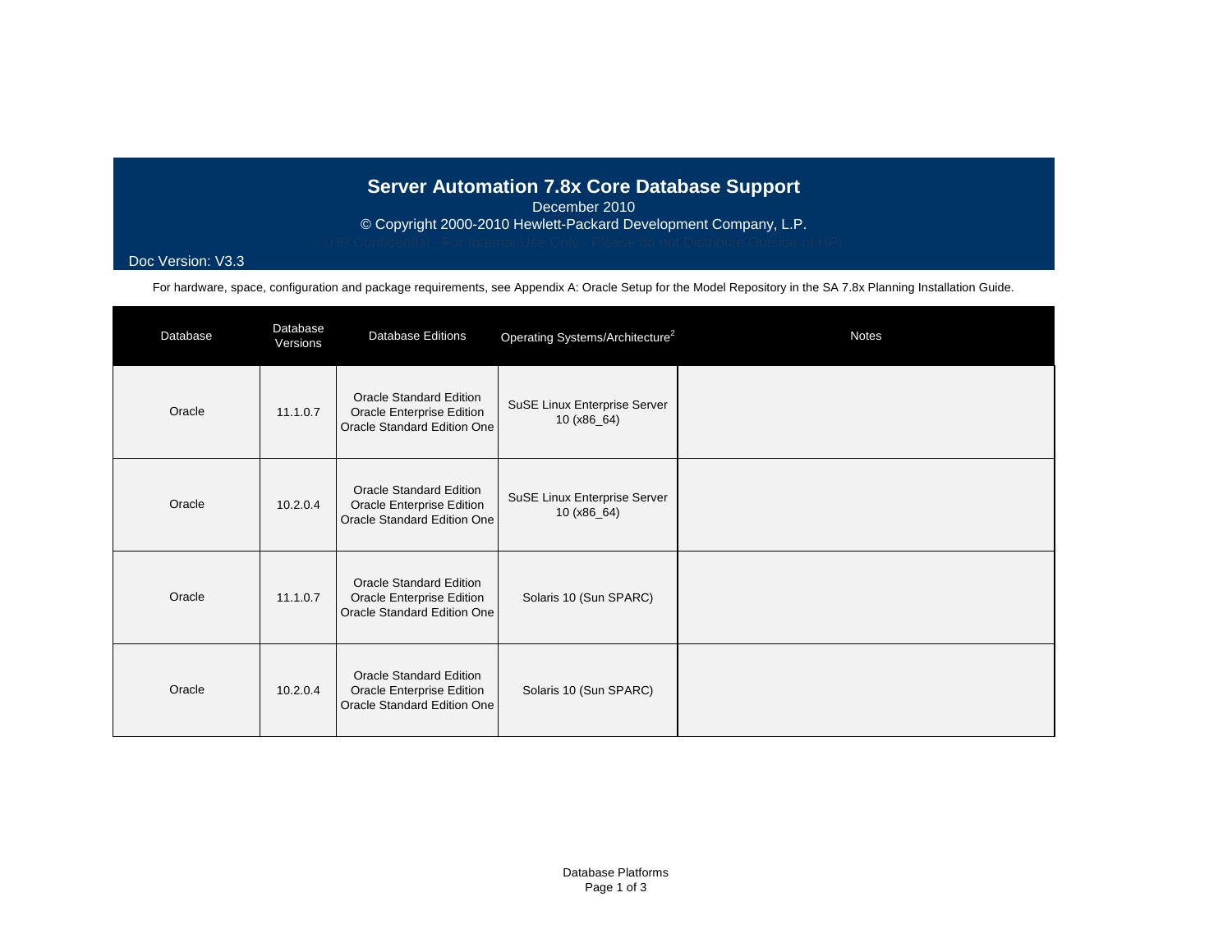# Server Automation 7.8x Core Database Support

December 2010

© Copyright 2000-2010 Hewlett-Packard Development Company, L.P.

(HP Confidential - For Internal Use Only - Please do not Distribute Outside of HP)

Doc Version: V3.3

For hardware, space, configuration and package requirements, see Appendix A: Oracle Setup for the Model Repository in the SA 7.8x Planning Installation Guide.

| Database | Database Versions | Database Editions | Operating Systems/Architecture[2] | Notes |
|---|---|---|---|---|
| Oracle | 11.1.0.7 | Oracle Standard Edition<br>Oracle Enterprise Edition<br>Oracle Standard Edition One | SuSE Linux Enterprise Server 10 (x86_64) | |
| Oracle | 10.2.0.4 | Oracle Standard Edition<br>Oracle Enterprise Edition<br>Oracle Standard Edition One | SuSE Linux Enterprise Server 10 (x86_64) | |
| Oracle | 11.1.0.7 | Oracle Standard Edition<br>Oracle Enterprise Edition<br>Oracle Standard Edition One | Solaris 10 (Sun SPARC) | |
| Oracle | 10.2.0.4 | Oracle Standard Edition<br>Oracle Enterprise Edition<br>Oracle Standard Edition One | Solaris 10 (Sun SPARC) | |

Database Platforms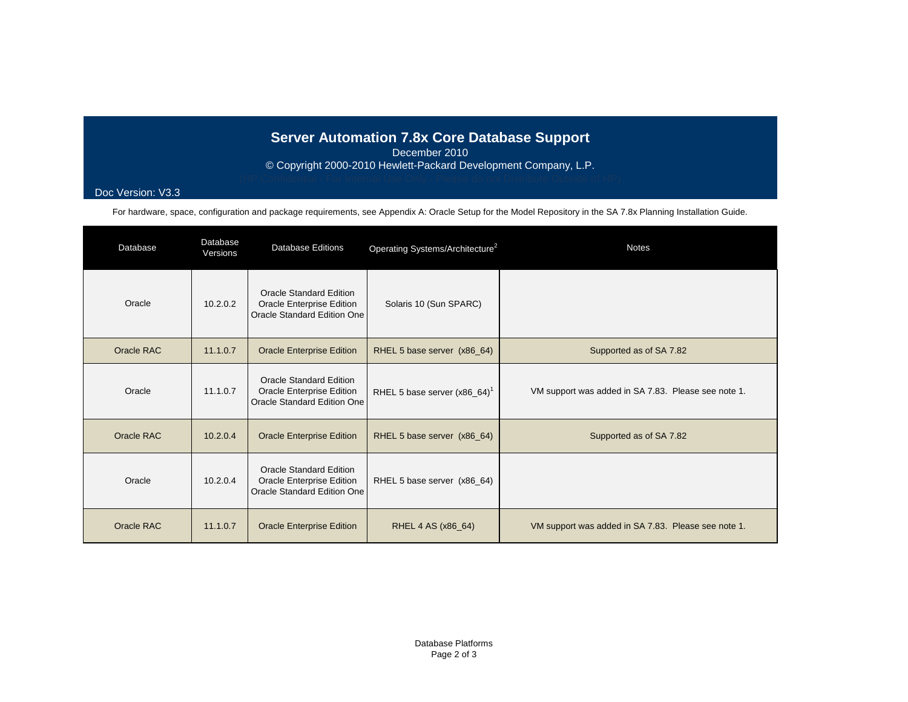# Server Automation 7.8x Core Database Support

December 2010

© Copyright 2000-2010 Hewlett-Packard Development Company, L.P.

(HP Confidential - For Internal Use Only. Please do not Distribute Outside of HP)

Doc Version: V3.3

For hardware, space, configuration and package requirements, see Appendix A: Oracle Setup for the Model Repository in the SA 7.8x Planning Installation Guide.

| Database | Database Versions | Database Editions | Operating Systems/Architecture[2] | Notes |
|---|---|---|---|---|
| Oracle | 10.2.0.2 | Oracle Standard Edition<br>Oracle Enterprise Edition<br>Oracle Standard Edition One | Solaris 10 (Sun SPARC) | |
| Oracle RAC | 11.1.0.7 | Oracle Enterprise Edition | RHEL 5 base server (x86_64) | Supported as of SA 7.82 |
| Oracle | 11.1.0.7 | Oracle Standard Edition<br>Oracle Enterprise Edition<br>Oracle Standard Edition One | RHEL 5 base server (x86_64)[1] | VM support was added in SA 7.83. Please see note 1. |
| Oracle RAC | 10.2.0.4 | Oracle Enterprise Edition | RHEL 5 base server (x86_64) | Supported as of SA 7.82 |
| Oracle | 10.2.0.4 | Oracle Standard Edition<br>Oracle Enterprise Edition<br>Oracle Standard Edition One | RHEL 5 base server (x86_64) | |
| Oracle RAC | 11.1.0.7 | Oracle Enterprise Edition | RHEL 4 AS (x86_64) | VM support was added in SA 7.83. Please see note 1. |

Database Platforms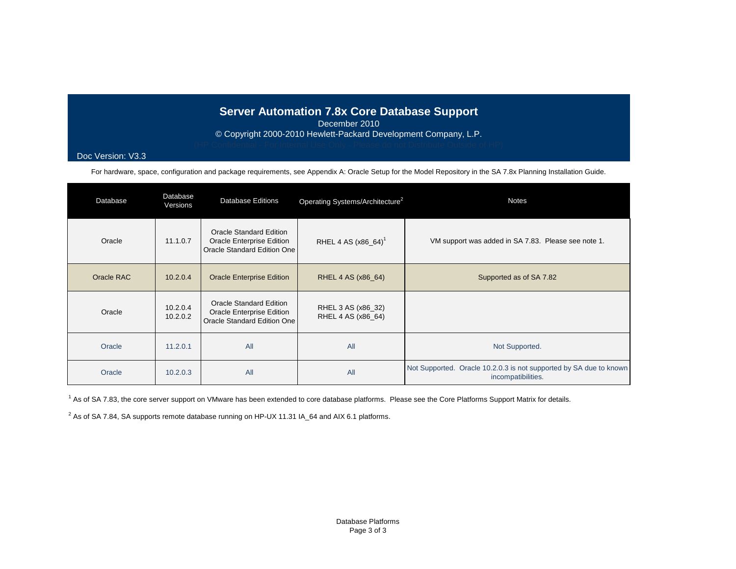# Server Automation 7.8x Core Database Support

December 2010

© Copyright 2000-2010 Hewlett-Packard Development Company, L.P.

(HP Confidential - For Internal Use Only. Please do not Distribute Outside of HP)

Doc Version: V3.3

For hardware, space, configuration and package requirements, see Appendix A: Oracle Setup for the Model Repository in the SA 7.8x Planning Installation Guide.

| Database | Database Versions | Database Editions | Operating Systems/Architecture[2] | Notes |
|---|---|---|---|---|
| Oracle | 11.1.0.7 | Oracle Standard Edition<br>Oracle Enterprise Edition<br>Oracle Standard Edition One | RHEL 4 AS (x86_64)[1] | VM support was added in SA 7.83. Please see note 1. |
| Oracle RAC | 10.2.0.4 | Oracle Enterprise Edition | RHEL 4 AS (x86_64) | Supported as of SA 7.82 |
| Oracle | 10.2.0.4<br>10.2.0.2 | Oracle Standard Edition<br>Oracle Enterprise Edition<br>Oracle Standard Edition One | RHEL 3 AS (x86_32)<br>RHEL 4 AS (x86_64) | |
| Oracle | 11.2.0.1 | All | All | Not Supported. |
| Oracle | 10.2.0.3 | All | All | Not Supported. Oracle 10.2.0.3 is not supported by SA due to known incompatibilities. |

[1] As of SA 7.83, the core server support on VMware has been extended to core database platforms. Please see the Core Platforms Support Matrix for details.

[2] As of SA 7.84, SA supports remote database running on HP-UX 11.31 IA_64 and AIX 6.1 platforms.

Database Platforms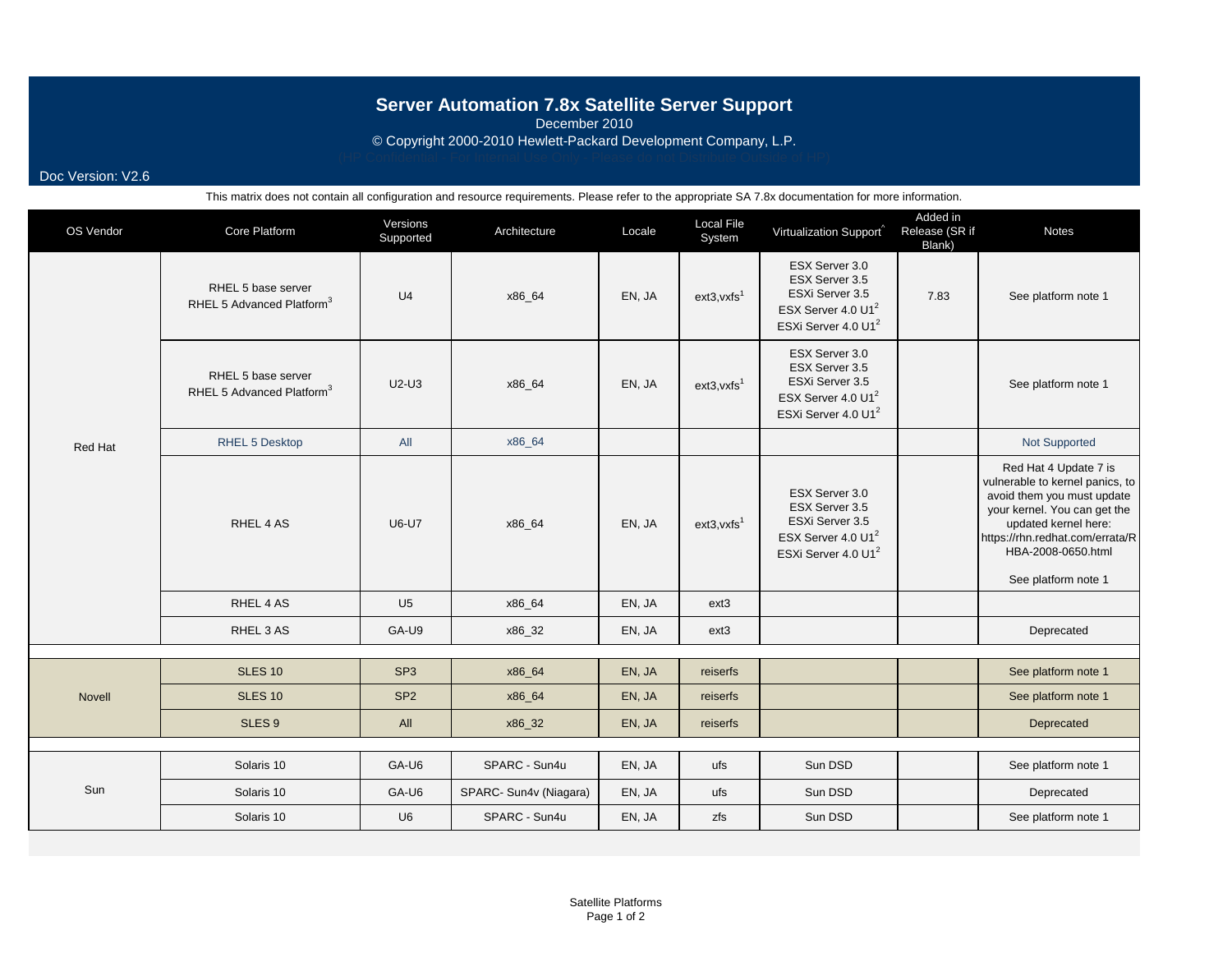# Server Automation 7.8x Satellite Server Support

December 2010

© Copyright 2000-2010 Hewlett-Packard Development Company, L.P.

(HP Confidential - For Internal Use Only - Please do not Distribute Outside of HP)

Doc Version: V2.6

This matrix does not contain all configuration and resource requirements. Please refer to the appropriate SA 7.8x documentation for more information.

| OS Vendor | Core Platform | Versions Supported | Architecture | Locale | Local File System | Virtualization Support^ | Added in Release (SR if Blank) | Notes |
|---|---|---|---|---|---|---|---|---|
| Red Hat | RHEL 5 base server<br>RHEL 5 Advanced Platform[3] | U4 | x86_64 | EN, JA | ext3,vxfs[1] | ESX Server 3.0<br>ESX Server 3.5<br>ESXi Server 3.5<br>ESX Server 4.0 U1[2]<br>ESXi Server 4.0 U1[2] | 7.83 | See platform note 1 |
| | RHEL 5 base server<br>RHEL 5 Advanced Platform[3] | U2-U3 | x86_64 | EN, JA | ext3,vxfs[1] | ESX Server 3.0<br>ESX Server 3.5<br>ESXi Server 3.5<br>ESX Server 4.0 U1[2]<br>ESXi Server 4.0 U1[2] | | See platform note 1 |
| | RHEL 5 Desktop | All | x86_64 | | | | | Not Supported |
| | RHEL 4 AS | U6-U7 | x86_64 | EN, JA | ext3,vxfs[1] | ESX Server 3.0<br>ESX Server 3.5<br>ESXi Server 3.5<br>ESX Server 4.0 U1[2]<br>ESXi Server 4.0 U1[2] | | Red Hat 4 Update 7 is vulnerable to kernel panics, to avoid them you must update your kernel. You can get the updated kernel here: https://rhn.redhat.com/errata/RHBA-2008-0650.html<br><br>See platform note 1 |
| | RHEL 4 AS | U5 | x86_64 | EN, JA | ext3 | | | |
| | RHEL 3 AS | GA-U9 | x86_32 | EN, JA | ext3 | | | Deprecated |
| Novell | SLES 10 | SP3 | x86_64 | EN, JA | reiserfs | | | See platform note 1 |
| | SLES 10 | SP2 | x86_64 | EN, JA | reiserfs | | | See platform note 1 |
| | SLES 9 | All | x86_32 | EN, JA | reiserfs | | | Deprecated |
| Sun | Solaris 10 | GA-U6 | SPARC - Sun4u | EN, JA | ufs | Sun DSD | | See platform note 1 |
| | Solaris 10 | GA-U6 | SPARC- Sun4v (Niagara) | EN, JA | ufs | Sun DSD | | Deprecated |
| | Solaris 10 | U6 | SPARC - Sun4u | EN, JA | zfs | Sun DSD | | See platform note 1 |

Satellite Platforms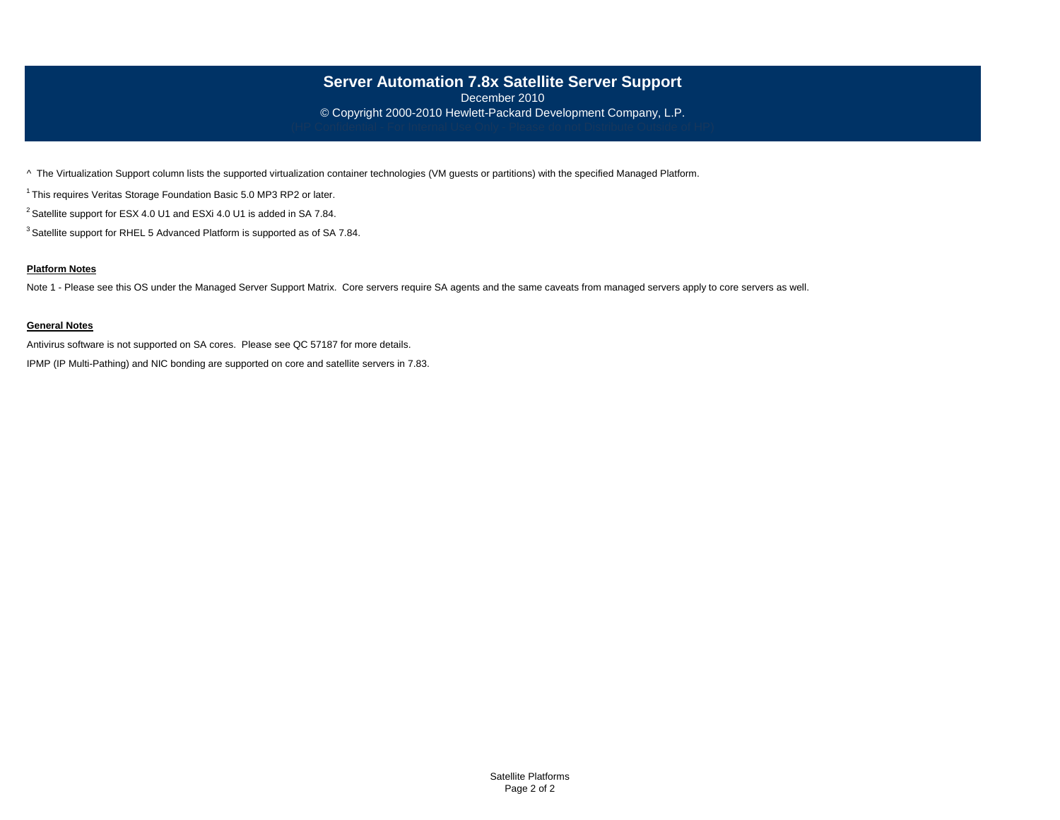# Server Automation 7.8x Satellite Server Support

December 2010

© Copyright 2000-2010 Hewlett-Packard Development Company, L.P.

(HP Confidential - For Internal Use Only - Please do not Distribute Outside of HP)

^ The Virtualization Support column lists the supported virtualization container technologies (VM guests or partitions) with the specified Managed Platform.

[1] This requires Veritas Storage Foundation Basic 5.0 MP3 RP2 or later.

[2] Satellite support for ESX 4.0 U1 and ESXi 4.0 U1 is added in SA 7.84.

[3] Satellite support for RHEL 5 Advanced Platform is supported as of SA 7.84.

**Platform Notes**

Note 1 - Please see this OS under the Managed Server Support Matrix. Core servers require SA agents and the same caveats from managed servers apply to core servers as well.

**General Notes**

Antivirus software is not supported on SA cores. Please see QC 57187 for more details.

IPMP (IP Multi-Pathing) and NIC bonding are supported on core and satellite servers in 7.83.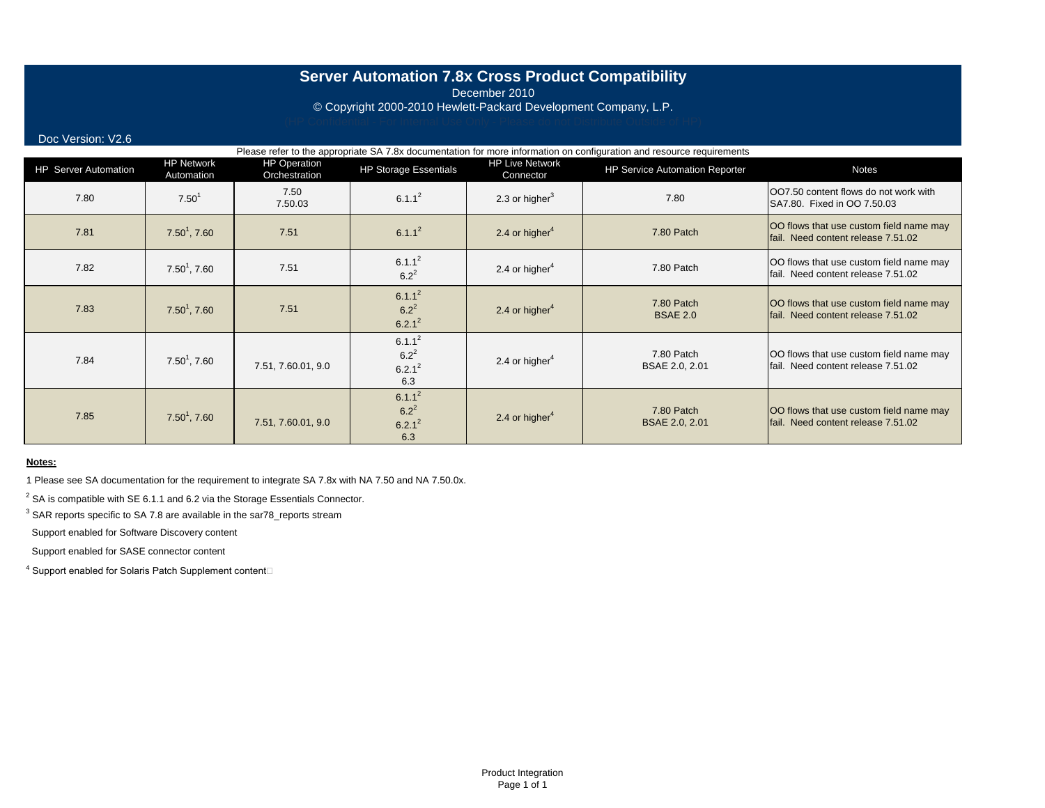# Server Automation 7.8x Cross Product Compatibility

December 2010

© Copyright 2000-2010 Hewlett-Packard Development Company, L.P.

(HP Confidential - For Internal Use Only - Please do not Distribute Outside of HP)

Doc Version: V2.6

Please refer to the appropriate SA 7.8x documentation for more information on configuration and resource requirements

| HP Server Automation | HP Network Automation | HP Operation Orchestration | HP Storage Essentials | HP Live Network Connector | HP Service Automation Reporter | Notes |
|---|---|---|---|---|---|---|
| 7.80 | 7.50[1] | 7.50<br>7.50.03 | 6.1.1[2] | 2.3 or higher[3] | 7.80 | OO7.50 content flows do not work with SA7.80. Fixed in OO 7.50.03 |
| 7.81 | 7.50[1], 7.60 | 7.51 | 6.1.1[2] | 2.4 or higher[4] | 7.80 Patch | OO flows that use custom field name may fail. Need content release 7.51.02 |
| 7.82 | 7.50[1], 7.60 | 7.51 | 6.1.1[2]<br>6.2[2] | 2.4 or higher[4] | 7.80 Patch | OO flows that use custom field name may fail. Need content release 7.51.02 |
| 7.83 | 7.50[1], 7.60 | 7.51 | 6.1.1[2]<br>6.2[2]<br>6.2.1[2] | 2.4 or higher[4] | 7.80 Patch<br>BSAE 2.0 | OO flows that use custom field name may fail. Need content release 7.51.02 |
| 7.84 | 7.50[1], 7.60 | 7.51, 7.60.01, 9.0 | 6.1.1[2]<br>6.2[2]<br>6.2.1[2]<br>6.3 | 2.4 or higher[4] | 7.80 Patch<br>BSAE 2.0, 2.01 | OO flows that use custom field name may fail. Need content release 7.51.02 |
| 7.85 | 7.50[1], 7.60 | 7.51, 7.60.01, 9.0 | 6.1.1[2]<br>6.2[2]<br>6.2.1[2]<br>6.3 | 2.4 or higher[4] | 7.80 Patch<br>BSAE 2.0, 2.01 | OO flows that use custom field name may fail. Need content release 7.51.02 |

**Notes:**

1 Please see SA documentation for the requirement to integrate SA 7.8x with NA 7.50 and NA 7.50.0x.

[2] SA is compatible with SE 6.1.1 and 6.2 via the Storage Essentials Connector.

[3] SAR reports specific to SA 7.8 are available in the sar78_reports stream

Support enabled for Software Discovery content

Support enabled for SASE connector content

[4] Support enabled for Solaris Patch Supplement content